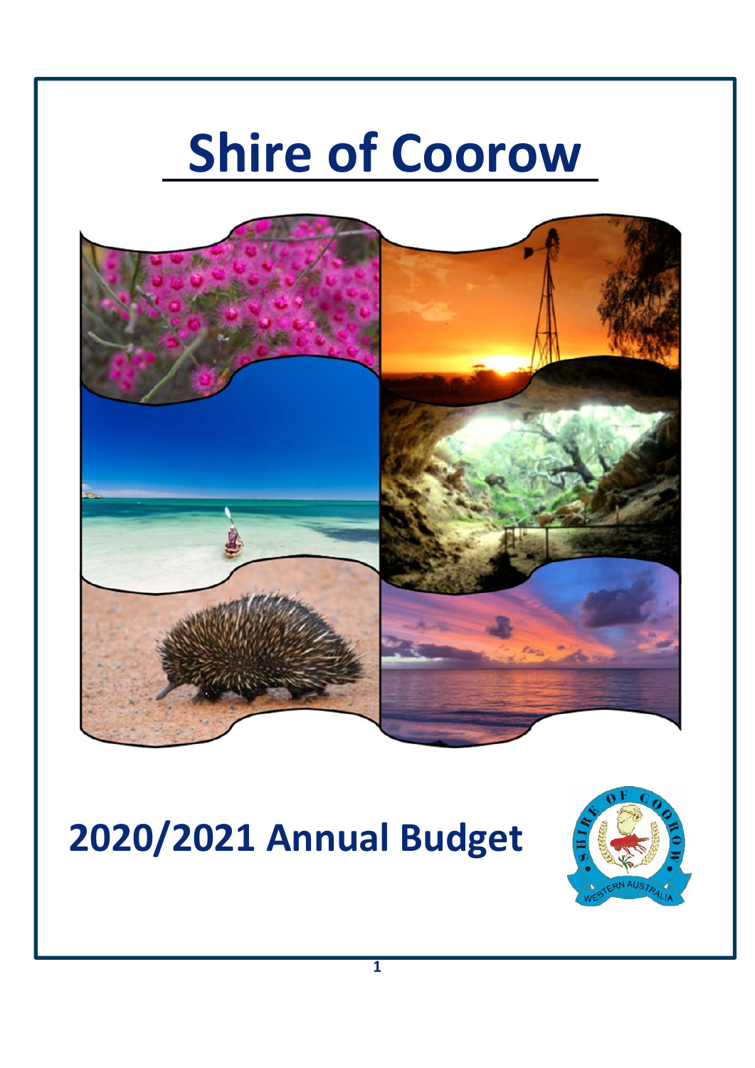# Shire of Coorow

# 2020/2021 Annual Budget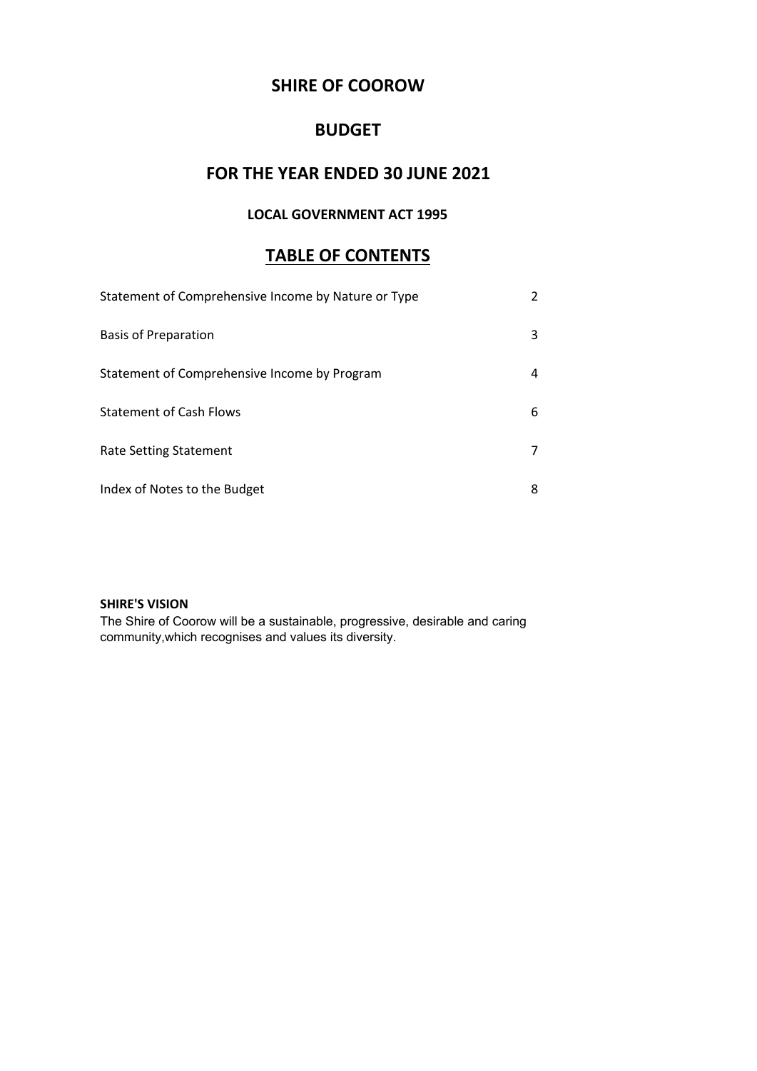# SHIRE OF COOROW

## BUDGET

## FOR THE YEAR ENDED 30 JUNE 2021

### LOCAL GOVERNMENT ACT 1995

## TABLE OF CONTENTS

| | |
|---|---|
| Statement of Comprehensive Income by Nature or Type | 2 |
| Basis of Preparation | 3 |
| Statement of Comprehensive Income by Program | 4 |
| Statement of Cash Flows | 6 |
| Rate Setting Statement | 7 |
| Index of Notes to the Budget | 8 |

**SHIRE'S VISION**

The Shire of Coorow will be a sustainable, progressive, desirable and caring community,which recognises and values its diversity.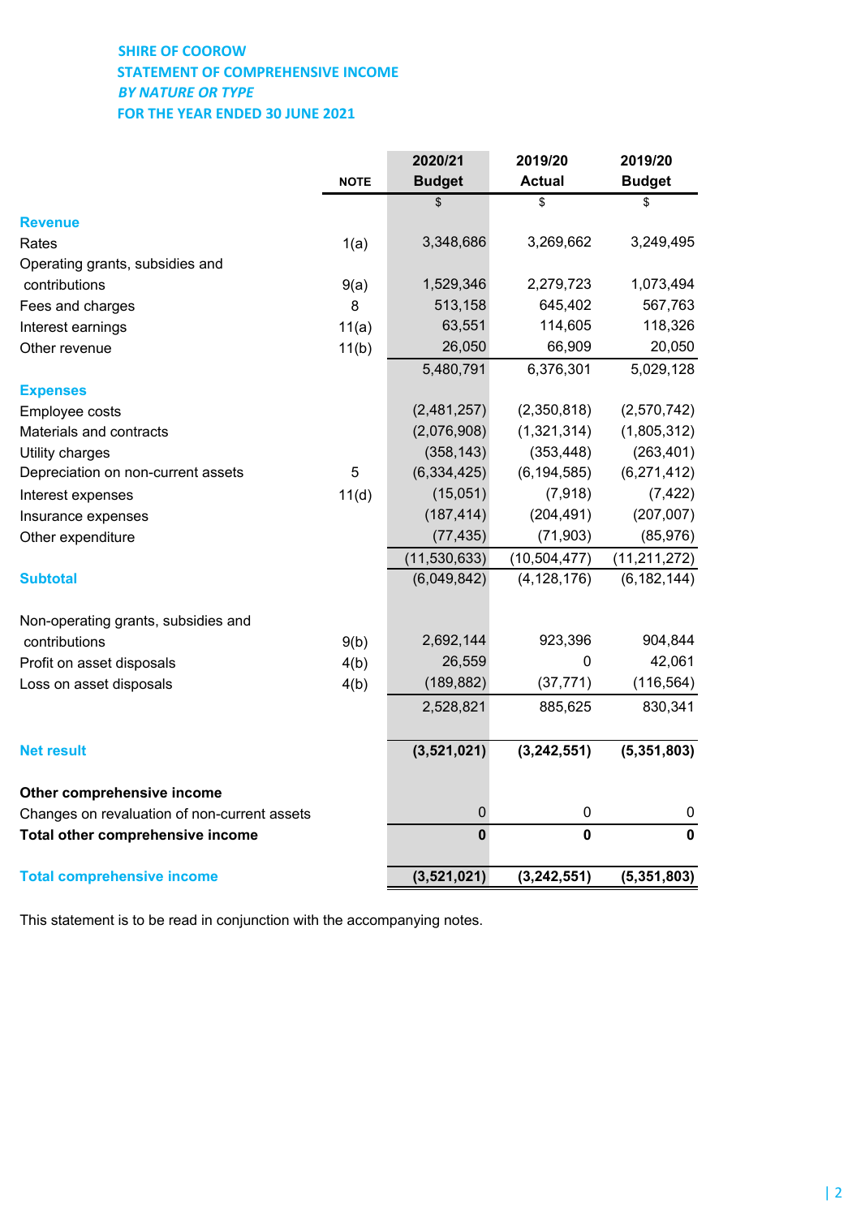# SHIRE OF COOROW
## STATEMENT OF COMPREHENSIVE INCOME
### *BY NATURE OR TYPE*
### FOR THE YEAR ENDED 30 JUNE 2021

| | NOTE | 2020/21 Budget | 2019/20 Actual | 2019/20 Budget |
|---|---|---|---|---|
| | | $ | $ | $ |
| **Revenue** | | | | |
| Rates | 1(a) | 3,348,686 | 3,269,662 | 3,249,495 |
| Operating grants, subsidies and contributions | 9(a) | 1,529,346 | 2,279,723 | 1,073,494 |
| Fees and charges | 8 | 513,158 | 645,402 | 567,763 |
| Interest earnings | 11(a) | 63,551 | 114,605 | 118,326 |
| Other revenue | 11(b) | 26,050 | 66,909 | 20,050 |
| | | 5,480,791 | 6,376,301 | 5,029,128 |
| **Expenses** | | | | |
| Employee costs | | (2,481,257) | (2,350,818) | (2,570,742) |
| Materials and contracts | | (2,076,908) | (1,321,314) | (1,805,312) |
| Utility charges | | (358,143) | (353,448) | (263,401) |
| Depreciation on non-current assets | 5 | (6,334,425) | (6,194,585) | (6,271,412) |
| Interest expenses | 11(d) | (15,051) | (7,918) | (7,422) |
| Insurance expenses | | (187,414) | (204,491) | (207,007) |
| Other expenditure | | (77,435) | (71,903) | (85,976) |
| | | (11,530,633) | (10,504,477) | (11,211,272) |
| **Subtotal** | | (6,049,842) | (4,128,176) | (6,182,144) |
| | | | | |
| Non-operating grants, subsidies and contributions | 9(b) | 2,692,144 | 923,396 | 904,844 |
| Profit on asset disposals | 4(b) | 26,559 | 0 | 42,061 |
| Loss on asset disposals | 4(b) | (189,882) | (37,771) | (116,564) |
| | | 2,528,821 | 885,625 | 830,341 |
| | | | | |
| **Net result** | | **(3,521,021)** | **(3,242,551)** | **(5,351,803)** |
| | | | | |
| **Other comprehensive income** | | | | |
| Changes on revaluation of non-current assets | | 0 | 0 | 0 |
| **Total other comprehensive income** | | **0** | **0** | **0** |
| | | | | |
| **Total comprehensive income** | | **(3,521,021)** | **(3,242,551)** | **(5,351,803)** |

This statement is to be read in conjunction with the accompanying notes.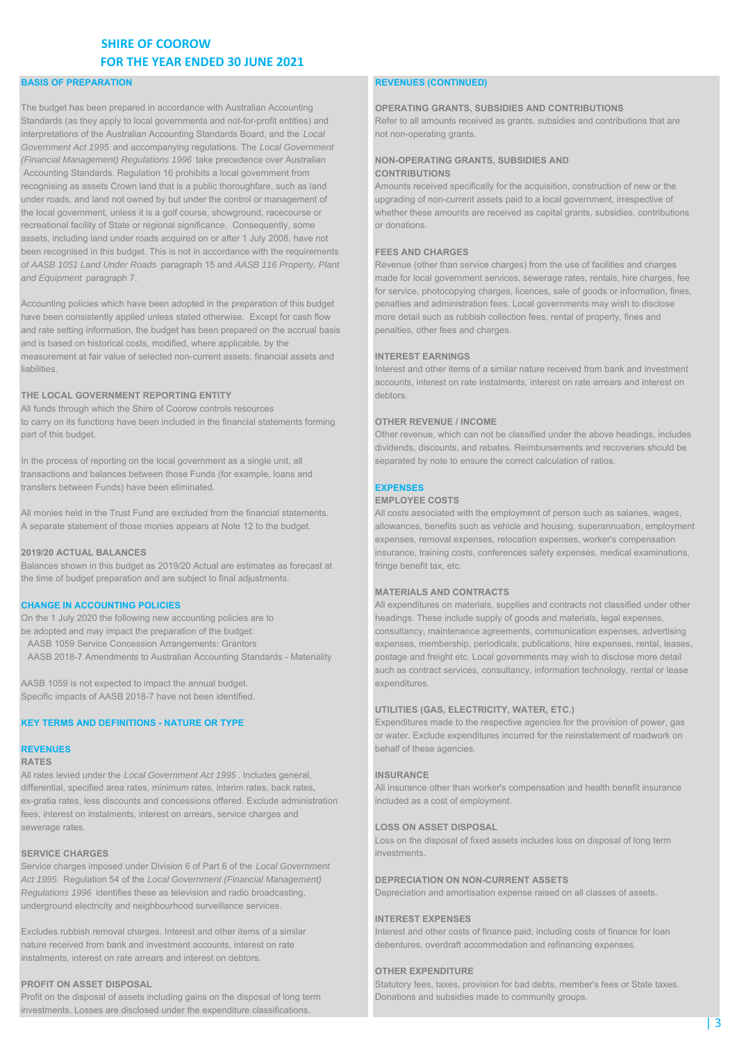# SHIRE OF COOROW
# FOR THE YEAR ENDED 30 JUNE 2021

## BASIS OF PREPARATION

The budget has been prepared in accordance with Australian Accounting Standards (as they apply to local governments and not-for-profit entities) and interpretations of the Australian Accounting Standards Board, and the *Local Government Act 1995* and accompanying regulations. The *Local Government (Financial Management) Regulations 1996* take precedence over Australian Accounting Standards. Regulation 16 prohibits a local government from recognising as assets Crown land that is a public thoroughfare, such as land under roads, and land not owned by but under the control or management of the local government, unless it is a golf course, showground, racecourse or recreational facility of State or regional significance. Consequently, some assets, including land under roads acquired on or after 1 July 2008, have not been recognised in this budget. This is not in accordance with the requirements *of AASB 1051 Land Under Roads* paragraph 15 and *AASB 116 Property, Plant and Equipment* paragraph 7.

Accounting policies which have been adopted in the preparation of this budget have been consistently applied unless stated otherwise. Except for cash flow and rate setting information, the budget has been prepared on the accrual basis and is based on historical costs, modified, where applicable, by the measurement at fair value of selected non-current assets, financial assets and liabilities.

### THE LOCAL GOVERNMENT REPORTING ENTITY

All funds through which the Shire of Coorow controls resources to carry on its functions have been included in the financial statements forming part of this budget.

In the process of reporting on the local government as a single unit, all transactions and balances between those Funds (for example, loans and transfers between Funds) have been eliminated.

All monies held in the Trust Fund are excluded from the financial statements. A separate statement of those monies appears at Note 12 to the budget.

### 2019/20 ACTUAL BALANCES

Balances shown in this budget as 2019/20 Actual are estimates as forecast at the time of budget preparation and are subject to final adjustments.

## CHANGE IN ACCOUNTING POLICIES

On the 1 July 2020 the following new accounting policies are to be adopted and may impact the preparation of the budget:
- AASB 1059 Service Concession Arrangements: Grantors
- AASB 2018-7 Amendments to Australian Accounting Standards - Materiality

AASB 1059 is not expected to impact the annual budget.
Specific impacts of AASB 2018-7 have not been identified.

## KEY TERMS AND DEFINITIONS - NATURE OR TYPE

## REVENUES

### RATES

All rates levied under the *Local Government Act 1995*. Includes general, differential, specified area rates, minimum rates, interim rates, back rates, ex-gratia rates, less discounts and concessions offered. Exclude administration fees, interest on instalments, interest on arrears, service charges and sewerage rates.

### SERVICE CHARGES

Service charges imposed under Division 6 of Part 6 of the *Local Government Act 1995.* Regulation 54 of the *Local Government (Financial Management) Regulations 1996* identifies these as television and radio broadcasting, underground electricity and neighbourhood surveillance services.

Excludes rubbish removal charges. Interest and other items of a similar nature received from bank and investment accounts, interest on rate instalments, interest on rate arrears and interest on debtors.

### PROFIT ON ASSET DISPOSAL

Profit on the disposal of assets including gains on the disposal of long term investments. Losses are disclosed under the expenditure classifications.

## REVENUES (CONTINUED)

### OPERATING GRANTS, SUBSIDIES AND CONTRIBUTIONS

Refer to all amounts received as grants, subsidies and contributions that are not non-operating grants.

### NON-OPERATING GRANTS, SUBSIDIES AND CONTRIBUTIONS

Amounts received specifically for the acquisition, construction of new or the upgrading of non-current assets paid to a local government, irrespective of whether these amounts are received as capital grants, subsidies, contributions or donations.

### FEES AND CHARGES

Revenue (other than service charges) from the use of facilities and charges made for local government services, sewerage rates, rentals, hire charges, fee for service, photocopying charges, licences, sale of goods or information, fines, penalties and administration fees. Local governments may wish to disclose more detail such as rubbish collection fees, rental of property, fines and penalties, other fees and charges.

### INTEREST EARNINGS

Interest and other items of a similar nature received from bank and investment accounts, interest on rate instalments, interest on rate arrears and interest on debtors.

### OTHER REVENUE / INCOME

Other revenue, which can not be classified under the above headings, includes dividends, discounts, and rebates. Reimbursements and recoveries should be separated by note to ensure the correct calculation of ratios.

## EXPENSES

### EMPLOYEE COSTS

All costs associated with the employment of person such as salaries, wages, allowances, benefits such as vehicle and housing, superannuation, employment expenses, removal expenses, relocation expenses, worker's compensation insurance, training costs, conferences safety expenses, medical examinations, fringe benefit tax, etc.

### MATERIALS AND CONTRACTS

All expenditures on materials, supplies and contracts not classified under other headings. These include supply of goods and materials, legal expenses, consultancy, maintenance agreements, communication expenses, advertising expenses, membership, periodicals, publications, hire expenses, rental, leases, postage and freight etc. Local governments may wish to disclose more detail such as contract services, consultancy, information technology, rental or lease expenditures.

### UTILITIES (GAS, ELECTRICITY, WATER, ETC.)

Expenditures made to the respective agencies for the provision of power, gas or water. Exclude expenditures incurred for the reinstatement of roadwork on behalf of these agencies.

### INSURANCE

All insurance other than worker's compensation and health benefit insurance included as a cost of employment.

### LOSS ON ASSET DISPOSAL

Loss on the disposal of fixed assets includes loss on disposal of long term investments.

### DEPRECIATION ON NON-CURRENT ASSETS

Depreciation and amortisation expense raised on all classes of assets.

### INTEREST EXPENSES

Interest and other costs of finance paid, including costs of finance for loan debentures, overdraft accommodation and refinancing expenses.

### OTHER EXPENDITURE

Statutory fees, taxes, provision for bad debts, member's fees or State taxes. Donations and subsidies made to community groups.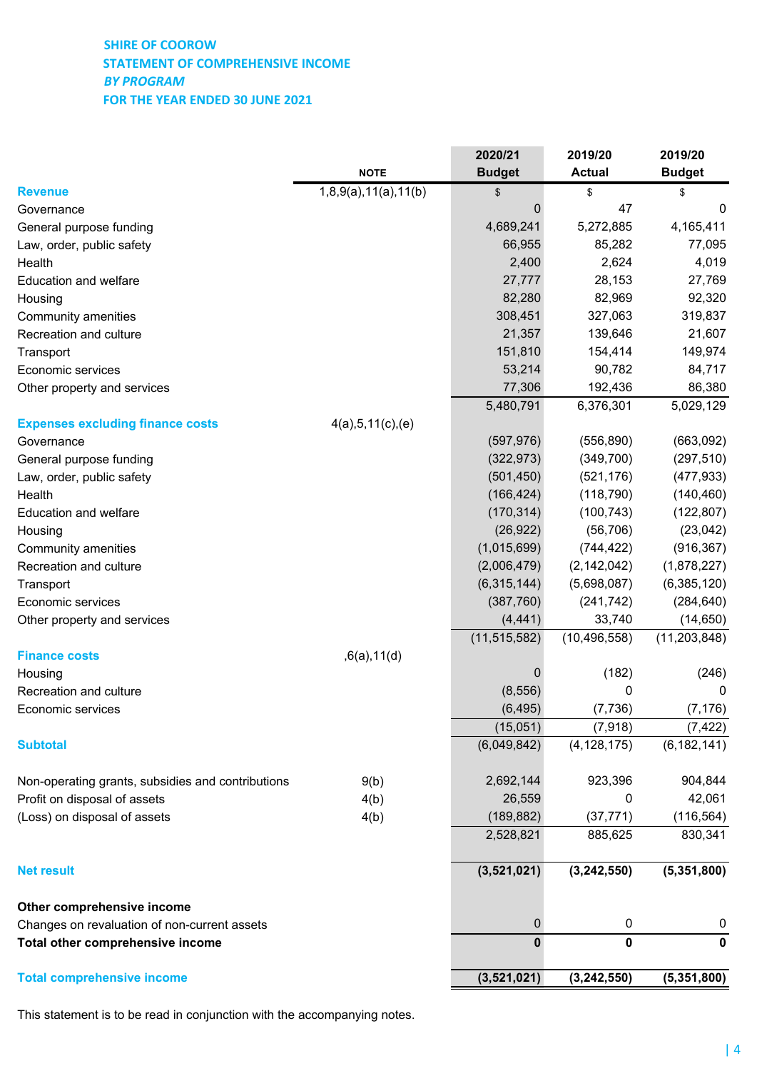**SHIRE OF COOROW**
**STATEMENT OF COMPREHENSIVE INCOME**
***BY PROGRAM***
**FOR THE YEAR ENDED 30 JUNE 2021**

| | NOTE | 2020/21 Budget | 2019/20 Actual | 2019/20 Budget |
|---|---|---|---|---|
| **Revenue** | 1,8,9(a),11(a),11(b) | $ | $ | $ |
| Governance | | 0 | 47 | 0 |
| General purpose funding | | 4,689,241 | 5,272,885 | 4,165,411 |
| Law, order, public safety | | 66,955 | 85,282 | 77,095 |
| Health | | 2,400 | 2,624 | 4,019 |
| Education and welfare | | 27,777 | 28,153 | 27,769 |
| Housing | | 82,280 | 82,969 | 92,320 |
| Community amenities | | 308,451 | 327,063 | 319,837 |
| Recreation and culture | | 21,357 | 139,646 | 21,607 |
| Transport | | 151,810 | 154,414 | 149,974 |
| Economic services | | 53,214 | 90,782 | 84,717 |
| Other property and services | | 77,306 | 192,436 | 86,380 |
| | | 5,480,791 | 6,376,301 | 5,029,129 |
| **Expenses excluding finance costs** | 4(a),5,11(c),(e) | | | |
| Governance | | (597,976) | (556,890) | (663,092) |
| General purpose funding | | (322,973) | (349,700) | (297,510) |
| Law, order, public safety | | (501,450) | (521,176) | (477,933) |
| Health | | (166,424) | (118,790) | (140,460) |
| Education and welfare | | (170,314) | (100,743) | (122,807) |
| Housing | | (26,922) | (56,706) | (23,042) |
| Community amenities | | (1,015,699) | (744,422) | (916,367) |
| Recreation and culture | | (2,006,479) | (2,142,042) | (1,878,227) |
| Transport | | (6,315,144) | (5,698,087) | (6,385,120) |
| Economic services | | (387,760) | (241,742) | (284,640) |
| Other property and services | | (4,441) | 33,740 | (14,650) |
| | | (11,515,582) | (10,496,558) | (11,203,848) |
| **Finance costs** | ,6(a),11(d) | | | |
| Housing | | 0 | (182) | (246) |
| Recreation and culture | | (8,556) | 0 | 0 |
| Economic services | | (6,495) | (7,736) | (7,176) |
| | | (15,051) | (7,918) | (7,422) |
| **Subtotal** | | (6,049,842) | (4,128,175) | (6,182,141) |
| | | | | |
| Non-operating grants, subsidies and contributions | 9(b) | 2,692,144 | 923,396 | 904,844 |
| Profit on disposal of assets | 4(b) | 26,559 | 0 | 42,061 |
| (Loss) on disposal of assets | 4(b) | (189,882) | (37,771) | (116,564) |
| | | 2,528,821 | 885,625 | 830,341 |
| | | | | |
| **Net result** | | **(3,521,021)** | **(3,242,550)** | **(5,351,800)** |
| | | | | |
| **Other comprehensive income** | | | | |
| Changes on revaluation of non-current assets | | 0 | 0 | 0 |
| **Total other comprehensive income** | | **0** | **0** | **0** |
| | | | | |
| **Total comprehensive income** | | **(3,521,021)** | **(3,242,550)** | **(5,351,800)** |

This statement is to be read in conjunction with the accompanying notes.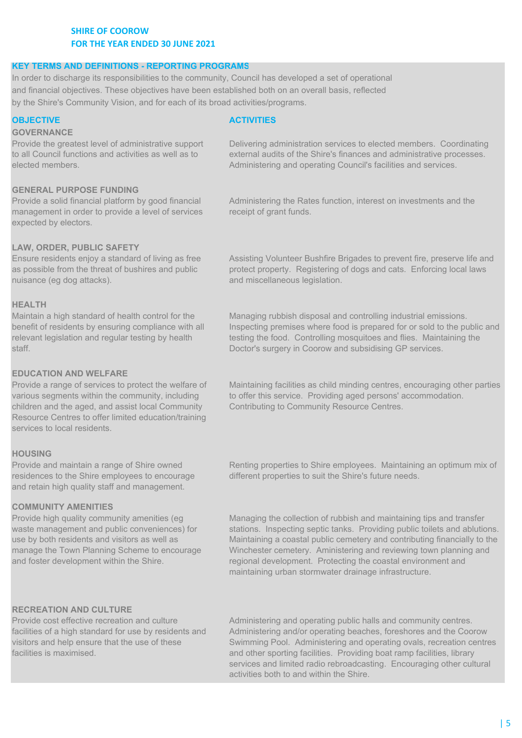**SHIRE OF COOROW**
**FOR THE YEAR ENDED 30 JUNE 2021**

## KEY TERMS AND DEFINITIONS - REPORTING PROGRAMS

In order to discharge its responsibilities to the community, Council has developed a set of operational and financial objectives. These objectives have been established both on an overall basis, reflected by the Shire's Community Vision, and for each of its broad activities/programs.

| OBJECTIVE | ACTIVITIES |
| --- | --- |
| **GOVERNANCE**<br>Provide the greatest level of administrative support to all Council functions and activities as well as to elected members. | Delivering administration services to elected members. Coordinating external audits of the Shire's finances and administrative processes. Administering and operating Council's facilities and services. |
| **GENERAL PURPOSE FUNDING**<br>Provide a solid financial platform by good financial management in order to provide a level of services expected by electors. | Administering the Rates function, interest on investments and the receipt of grant funds. |
| **LAW, ORDER, PUBLIC SAFETY**<br>Ensure residents enjoy a standard of living as free as possible from the threat of bushires and public nuisance (eg dog attacks). | Assisting Volunteer Bushfire Brigades to prevent fire, preserve life and protect property. Registering of dogs and cats. Enforcing local laws and miscellaneous legislation. |
| **HEALTH**<br>Maintain a high standard of health control for the benefit of residents by ensuring compliance with all relevant legislation and regular testing by health staff. | Managing rubbish disposal and controlling industrial emissions. Inspecting premises where food is prepared for or sold to the public and testing the food. Controlling mosquitoes and flies. Maintaining the Doctor's surgery in Coorow and subsidising GP services. |
| **EDUCATION AND WELFARE**<br>Provide a range of services to protect the welfare of various segments within the community, including children and the aged, and assist local Community Resource Centres to offer limited education/training services to local residents. | Maintaining facilities as child minding centres, encouraging other parties to offer this service. Providing aged persons' accommodation. Contributing to Community Resource Centres. |
| **HOUSING**<br>Provide and maintain a range of Shire owned residences to the Shire employees to encourage and retain high quality staff and management. | Renting properties to Shire employees. Maintaining an optimum mix of different properties to suit the Shire's future needs. |
| **COMMUNITY AMENITIES**<br>Provide high quality community amenities (eg waste management and public conveniences) for use by both residents and visitors as well as manage the Town Planning Scheme to encourage and foster development within the Shire. | Managing the collection of rubbish and maintaining tips and transfer stations. Inspecting septic tanks. Providing public toilets and ablutions. Maintaining a coastal public cemetery and contributing financially to the Winchester cemetery. Aministering and reviewing town planning and regional development. Protecting the coastal environment and maintaining urban stormwater drainage infrastructure. |
| **RECREATION AND CULTURE**<br>Provide cost effective recreation and culture facilities of a high standard for use by residents and visitors and help ensure that the use of these facilities is maximised. | Administering and operating public halls and community centres. Administering and/or operating beaches, foreshores and the Coorow Swimming Pool. Administering and operating ovals, recreation centres and other sporting facilities. Providing boat ramp facilities, library services and limited radio rebroadcasting. Encouraging other cultural activities both to and within the Shire. |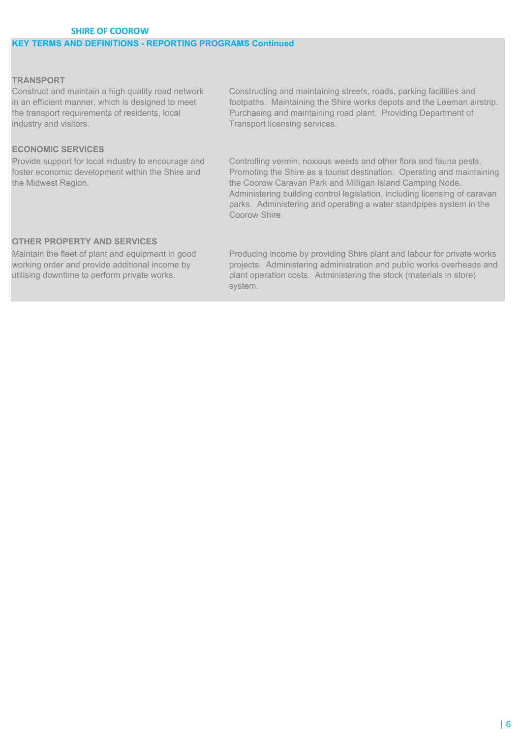**SHIRE OF COOROW**

## KEY TERMS AND DEFINITIONS - REPORTING PROGRAMS Continued

### TRANSPORT

Construct and maintain a high quality road network in an efficient manner, which is designed to meet the transport requirements of residents, local industry and visitors.

Constructing and maintaining streets, roads, parking facilities and footpaths. Maintaining the Shire works depots and the Leeman airstrip. Purchasing and maintaining road plant. Providing Department of Transport licensing services.

### ECONOMIC SERVICES

Provide support for local industry to encourage and foster economic development within the Shire and the Midwest Region.

Controlling vermin, noxious weeds and other flora and fauna pests. Promoting the Shire as a tourist destination. Operating and maintaining the Coorow Caravan Park and Milligan Island Camping Node. Administering building control legislation, including licensing of caravan parks. Administering and operating a water standpipes system in the Coorow Shire.

### OTHER PROPERTY AND SERVICES

Maintain the fleet of plant and equipment in good working order and provide additional income by utilising downtime to perform private works.

Producing income by providing Shire plant and labour for private works projects. Administering administration and public works overheads and plant operation costs. Administering the stock (materials in store) system.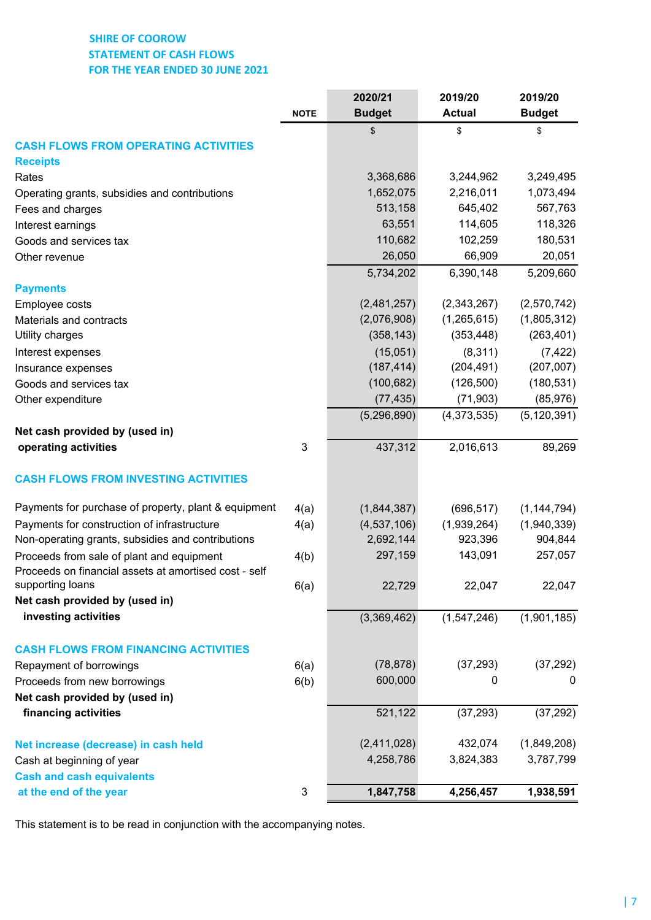# SHIRE OF COOROW
## STATEMENT OF CASH FLOWS
## FOR THE YEAR ENDED 30 JUNE 2021

| | NOTE | 2020/21 Budget | 2019/20 Actual | 2019/20 Budget |
|---|---|---|---|---|
| | | $ | $ | $ |
| **CASH FLOWS FROM OPERATING ACTIVITIES** | | | | |
| **Receipts** | | | | |
| Rates | | 3,368,686 | 3,244,962 | 3,249,495 |
| Operating grants, subsidies and contributions | | 1,652,075 | 2,216,011 | 1,073,494 |
| Fees and charges | | 513,158 | 645,402 | 567,763 |
| Interest earnings | | 63,551 | 114,605 | 118,326 |
| Goods and services tax | | 110,682 | 102,259 | 180,531 |
| Other revenue | | 26,050 | 66,909 | 20,051 |
| | | 5,734,202 | 6,390,148 | 5,209,660 |
| **Payments** | | | | |
| Employee costs | | (2,481,257) | (2,343,267) | (2,570,742) |
| Materials and contracts | | (2,076,908) | (1,265,615) | (1,805,312) |
| Utility charges | | (358,143) | (353,448) | (263,401) |
| Interest expenses | | (15,051) | (8,311) | (7,422) |
| Insurance expenses | | (187,414) | (204,491) | (207,007) |
| Goods and services tax | | (100,682) | (126,500) | (180,531) |
| Other expenditure | | (77,435) | (71,903) | (85,976) |
| | | (5,296,890) | (4,373,535) | (5,120,391) |
| **Net cash provided by (used in) operating activities** | 3 | 437,312 | 2,016,613 | 89,269 |
| **CASH FLOWS FROM INVESTING ACTIVITIES** | | | | |
| Payments for purchase of property, plant & equipment | 4(a) | (1,844,387) | (696,517) | (1,144,794) |
| Payments for construction of infrastructure | 4(a) | (4,537,106) | (1,939,264) | (1,940,339) |
| Non-operating grants, subsidies and contributions | | 2,692,144 | 923,396 | 904,844 |
| Proceeds from sale of plant and equipment | 4(b) | 297,159 | 143,091 | 257,057 |
| Proceeds on financial assets at amortised cost - self supporting loans | 6(a) | 22,729 | 22,047 | 22,047 |
| **Net cash provided by (used in) investing activities** | | (3,369,462) | (1,547,246) | (1,901,185) |
| **CASH FLOWS FROM FINANCING ACTIVITIES** | | | | |
| Repayment of borrowings | 6(a) | (78,878) | (37,293) | (37,292) |
| Proceeds from new borrowings | 6(b) | 600,000 | 0 | 0 |
| **Net cash provided by (used in) financing activities** | | 521,122 | (37,293) | (37,292) |
| **Net increase (decrease) in cash held** | | (2,411,028) | 432,074 | (1,849,208) |
| Cash at beginning of year | | 4,258,786 | 3,824,383 | 3,787,799 |
| **Cash and cash equivalents at the end of the year** | 3 | **1,847,758** | **4,256,457** | **1,938,591** |

This statement is to be read in conjunction with the accompanying notes.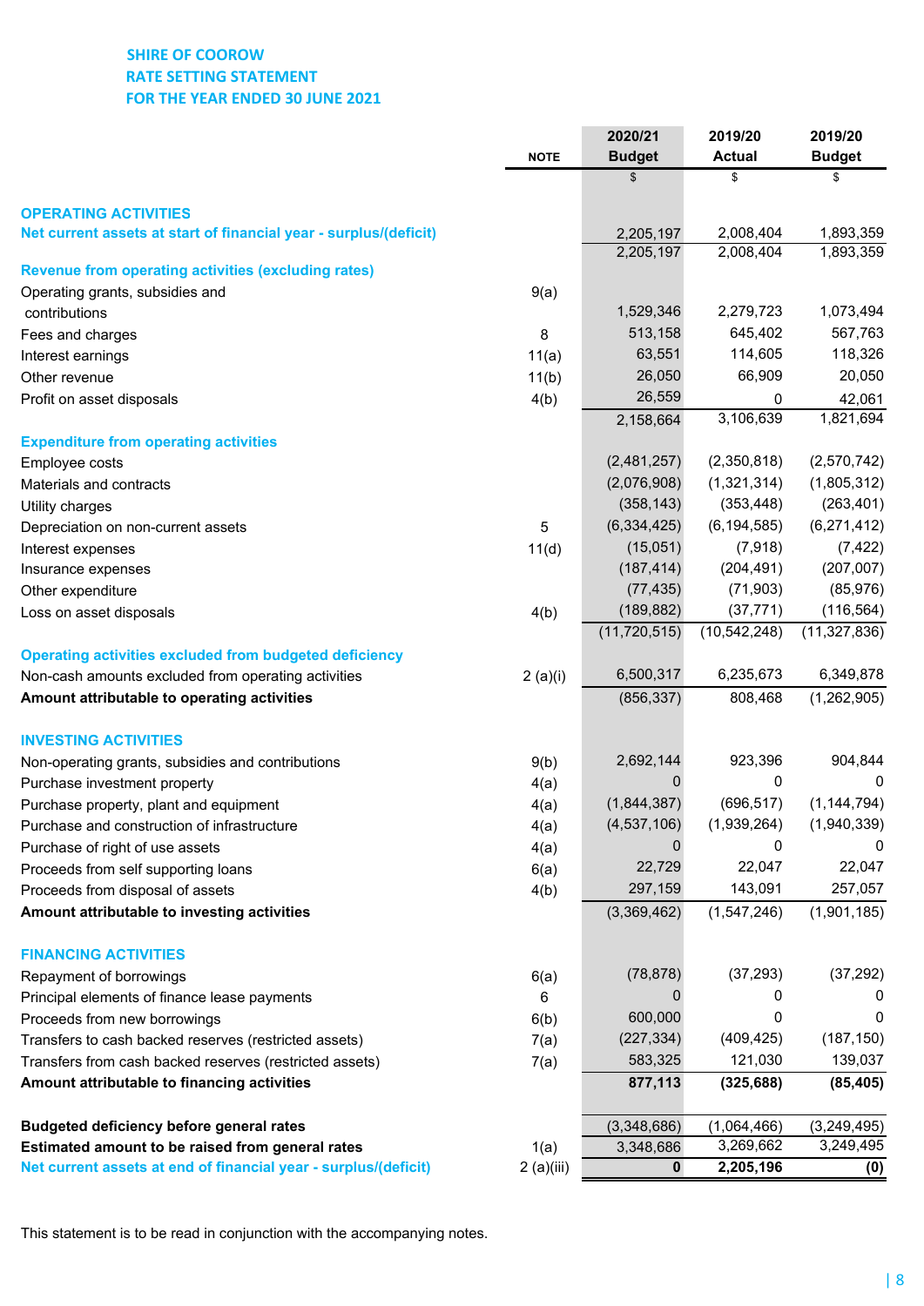# SHIRE OF COOROW
## RATE SETTING STATEMENT
## FOR THE YEAR ENDED 30 JUNE 2021

| | NOTE | 2020/21 Budget | 2019/20 Actual | 2019/20 Budget |
|---|---|---|---|---|
| | | $ | $ | $ |
| **OPERATING ACTIVITIES** | | | | |
| **Net current assets at start of financial year - surplus/(deficit)** | | 2,205,197 | 2,008,404 | 1,893,359 |
| | | 2,205,197 | 2,008,404 | 1,893,359 |
| **Revenue from operating activities (excluding rates)** | | | | |
| Operating grants, subsidies and contributions | 9(a) | 1,529,346 | 2,279,723 | 1,073,494 |
| Fees and charges | 8 | 513,158 | 645,402 | 567,763 |
| Interest earnings | 11(a) | 63,551 | 114,605 | 118,326 |
| Other revenue | 11(b) | 26,050 | 66,909 | 20,050 |
| Profit on asset disposals | 4(b) | 26,559 | 0 | 42,061 |
| | | 2,158,664 | 3,106,639 | 1,821,694 |
| **Expenditure from operating activities** | | | | |
| Employee costs | | (2,481,257) | (2,350,818) | (2,570,742) |
| Materials and contracts | | (2,076,908) | (1,321,314) | (1,805,312) |
| Utility charges | | (358,143) | (353,448) | (263,401) |
| Depreciation on non-current assets | 5 | (6,334,425) | (6,194,585) | (6,271,412) |
| Interest expenses | 11(d) | (15,051) | (7,918) | (7,422) |
| Insurance expenses | | (187,414) | (204,491) | (207,007) |
| Other expenditure | | (77,435) | (71,903) | (85,976) |
| Loss on asset disposals | 4(b) | (189,882) | (37,771) | (116,564) |
| | | (11,720,515) | (10,542,248) | (11,327,836) |
| **Operating activities excluded from budgeted deficiency** | | | | |
| Non-cash amounts excluded from operating activities | 2 (a)(i) | 6,500,317 | 6,235,673 | 6,349,878 |
| **Amount attributable to operating activities** | | (856,337) | 808,468 | (1,262,905) |
| | | | | |
| **INVESTING ACTIVITIES** | | | | |
| Non-operating grants, subsidies and contributions | 9(b) | 2,692,144 | 923,396 | 904,844 |
| Purchase investment property | 4(a) | 0 | 0 | 0 |
| Purchase property, plant and equipment | 4(a) | (1,844,387) | (696,517) | (1,144,794) |
| Purchase and construction of infrastructure | 4(a) | (4,537,106) | (1,939,264) | (1,940,339) |
| Purchase of right of use assets | 4(a) | 0 | 0 | 0 |
| Proceeds from self supporting loans | 6(a) | 22,729 | 22,047 | 22,047 |
| Proceeds from disposal of assets | 4(b) | 297,159 | 143,091 | 257,057 |
| **Amount attributable to investing activities** | | (3,369,462) | (1,547,246) | (1,901,185) |
| | | | | |
| **FINANCING ACTIVITIES** | | | | |
| Repayment of borrowings | 6(a) | (78,878) | (37,293) | (37,292) |
| Principal elements of finance lease payments | 6 | 0 | 0 | 0 |
| Proceeds from new borrowings | 6(b) | 600,000 | 0 | 0 |
| Transfers to cash backed reserves (restricted assets) | 7(a) | (227,334) | (409,425) | (187,150) |
| Transfers from cash backed reserves (restricted assets) | 7(a) | 583,325 | 121,030 | 139,037 |
| **Amount attributable to financing activities** | | **877,113** | **(325,688)** | **(85,405)** |
| | | | | |
| **Budgeted deficiency before general rates** | | (3,348,686) | (1,064,466) | (3,249,495) |
| **Estimated amount to be raised from general rates** | 1(a) | 3,348,686 | 3,269,662 | 3,249,495 |
| **Net current assets at end of financial year - surplus/(deficit)** | 2 (a)(iii) | **0** | **2,205,196** | **(0)** |

This statement is to be read in conjunction with the accompanying notes.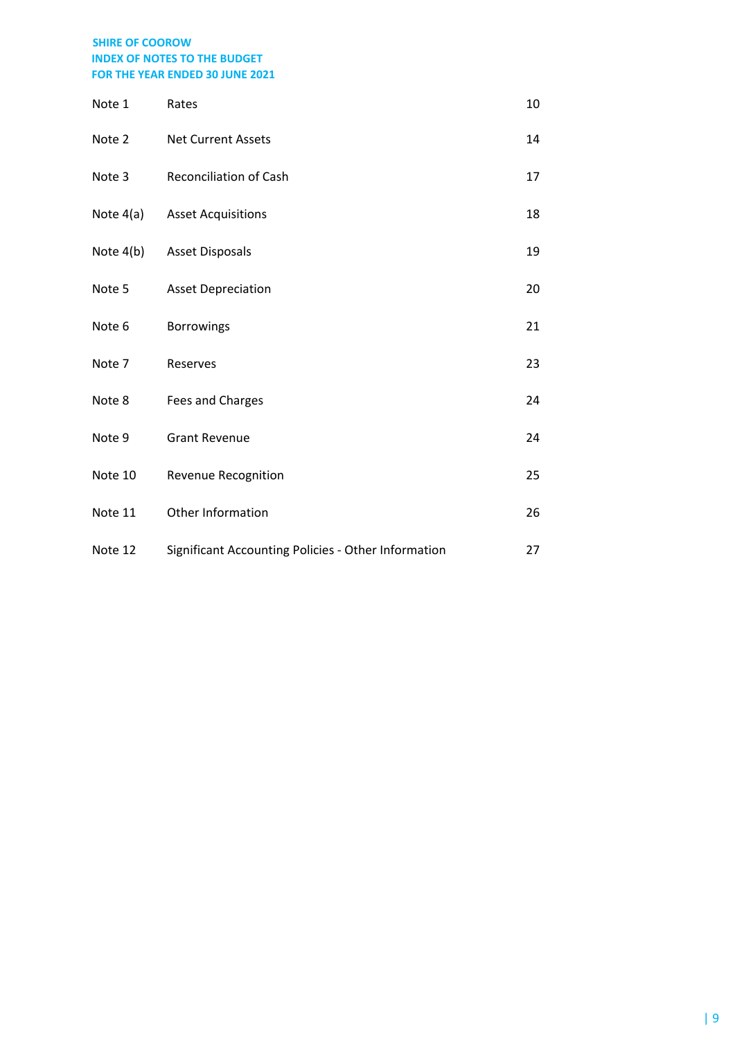# SHIRE OF COOROW
## INDEX OF NOTES TO THE BUDGET
## FOR THE YEAR ENDED 30 JUNE 2021

| | | |
|---|---|---|
| Note 1 | Rates | 10 |
| Note 2 | Net Current Assets | 14 |
| Note 3 | Reconciliation of Cash | 17 |
| Note 4(a) | Asset Acquisitions | 18 |
| Note 4(b) | Asset Disposals | 19 |
| Note 5 | Asset Depreciation | 20 |
| Note 6 | Borrowings | 21 |
| Note 7 | Reserves | 23 |
| Note 8 | Fees and Charges | 24 |
| Note 9 | Grant Revenue | 24 |
| Note 10 | Revenue Recognition | 25 |
| Note 11 | Other Information | 26 |
| Note 12 | Significant Accounting Policies - Other Information | 27 |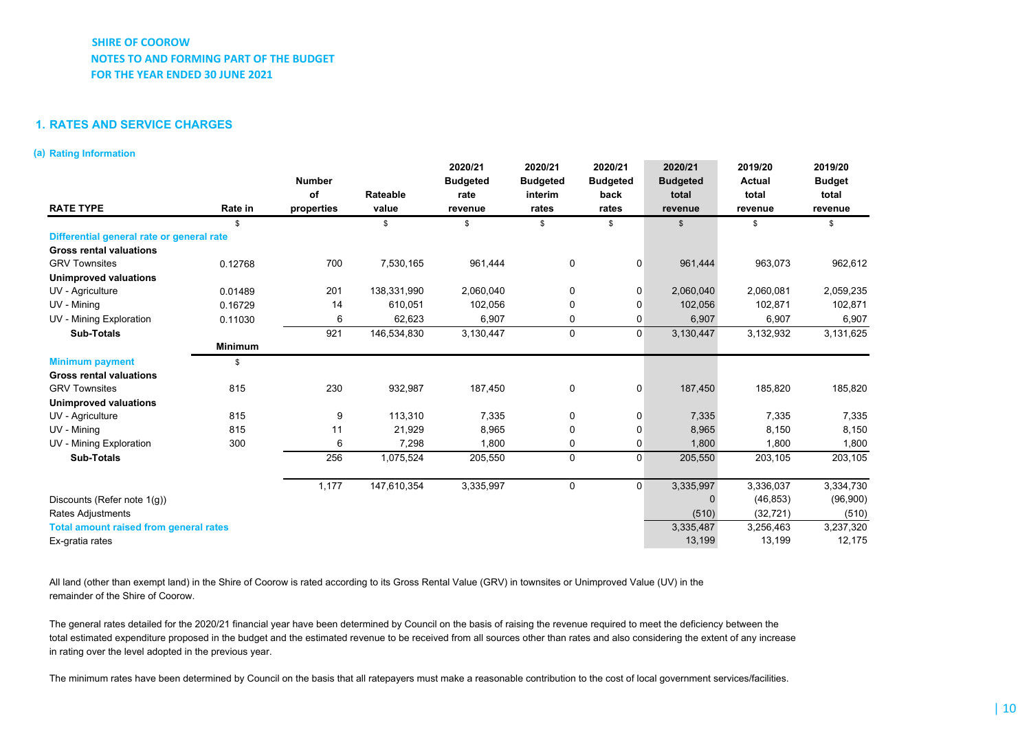# SHIRE OF COOROW
## NOTES TO AND FORMING PART OF THE BUDGET
## FOR THE YEAR ENDED 30 JUNE 2021

## 1. RATES AND SERVICE CHARGES

### (a) Rating Information

| RATE TYPE | Rate in | Number of properties | Rateable value | 2020/21 Budgeted rate revenue | 2020/21 Budgeted interim rates | 2020/21 Budgeted back rates | 2020/21 Budgeted total revenue | 2019/20 Actual total revenue | 2019/20 Budget total revenue |
|---|---|---|---|---|---|---|---|---|---|
| | $ | | $ | $ | $ | $ | $ | $ | $ |
| **Differential general rate or general rate** | | | | | | | | | |
| **Gross rental valuations** | | | | | | | | | |
| GRV Townsites | 0.12768 | 700 | 7,530,165 | 961,444 | 0 | 0 | 961,444 | 963,073 | 962,612 |
| **Unimproved valuations** | | | | | | | | | |
| UV - Agriculture | 0.01489 | 201 | 138,331,990 | 2,060,040 | 0 | 0 | 2,060,040 | 2,060,081 | 2,059,235 |
| UV - Mining | 0.16729 | 14 | 610,051 | 102,056 | 0 | 0 | 102,056 | 102,871 | 102,871 |
| UV - Mining Exploration | 0.11030 | 6 | 62,623 | 6,907 | 0 | 0 | 6,907 | 6,907 | 6,907 |
| **Sub-Totals** | | 921 | 146,534,830 | 3,130,447 | 0 | 0 | 3,130,447 | 3,132,932 | 3,131,625 |
| | **Minimum** | | | | | | | | |
| **Minimum payment** | $ | | | | | | | | |
| **Gross rental valuations** | | | | | | | | | |
| GRV Townsites | 815 | 230 | 932,987 | 187,450 | 0 | 0 | 187,450 | 185,820 | 185,820 |
| **Unimproved valuations** | | | | | | | | | |
| UV - Agriculture | 815 | 9 | 113,310 | 7,335 | 0 | 0 | 7,335 | 7,335 | 7,335 |
| UV - Mining | 815 | 11 | 21,929 | 8,965 | 0 | 0 | 8,965 | 8,150 | 8,150 |
| UV - Mining Exploration | 300 | 6 | 7,298 | 1,800 | 0 | 0 | 1,800 | 1,800 | 1,800 |
| **Sub-Totals** | | 256 | 1,075,524 | 205,550 | 0 | 0 | 205,550 | 203,105 | 203,105 |
| | | 1,177 | 147,610,354 | 3,335,997 | 0 | 0 | 3,335,997 | 3,336,037 | 3,334,730 |
| Discounts (Refer note 1(g)) | | | | | | | 0 | (46,853) | (96,900) |
| Rates Adjustments | | | | | | | (510) | (32,721) | (510) |
| **Total amount raised from general rates** | | | | | | | 3,335,487 | 3,256,463 | 3,237,320 |
| Ex-gratia rates | | | | | | | 13,199 | 13,199 | 12,175 |

All land (other than exempt land) in the Shire of Coorow is rated according to its Gross Rental Value (GRV) in townsites or Unimproved Value (UV) in the remainder of the Shire of Coorow.

The general rates detailed for the 2020/21 financial year have been determined by Council on the basis of raising the revenue required to meet the deficiency between the total estimated expenditure proposed in the budget and the estimated revenue to be received from all sources other than rates and also considering the extent of any increase in rating over the level adopted in the previous year.

The minimum rates have been determined by Council on the basis that all ratepayers must make a reasonable contribution to the cost of local government services/facilities.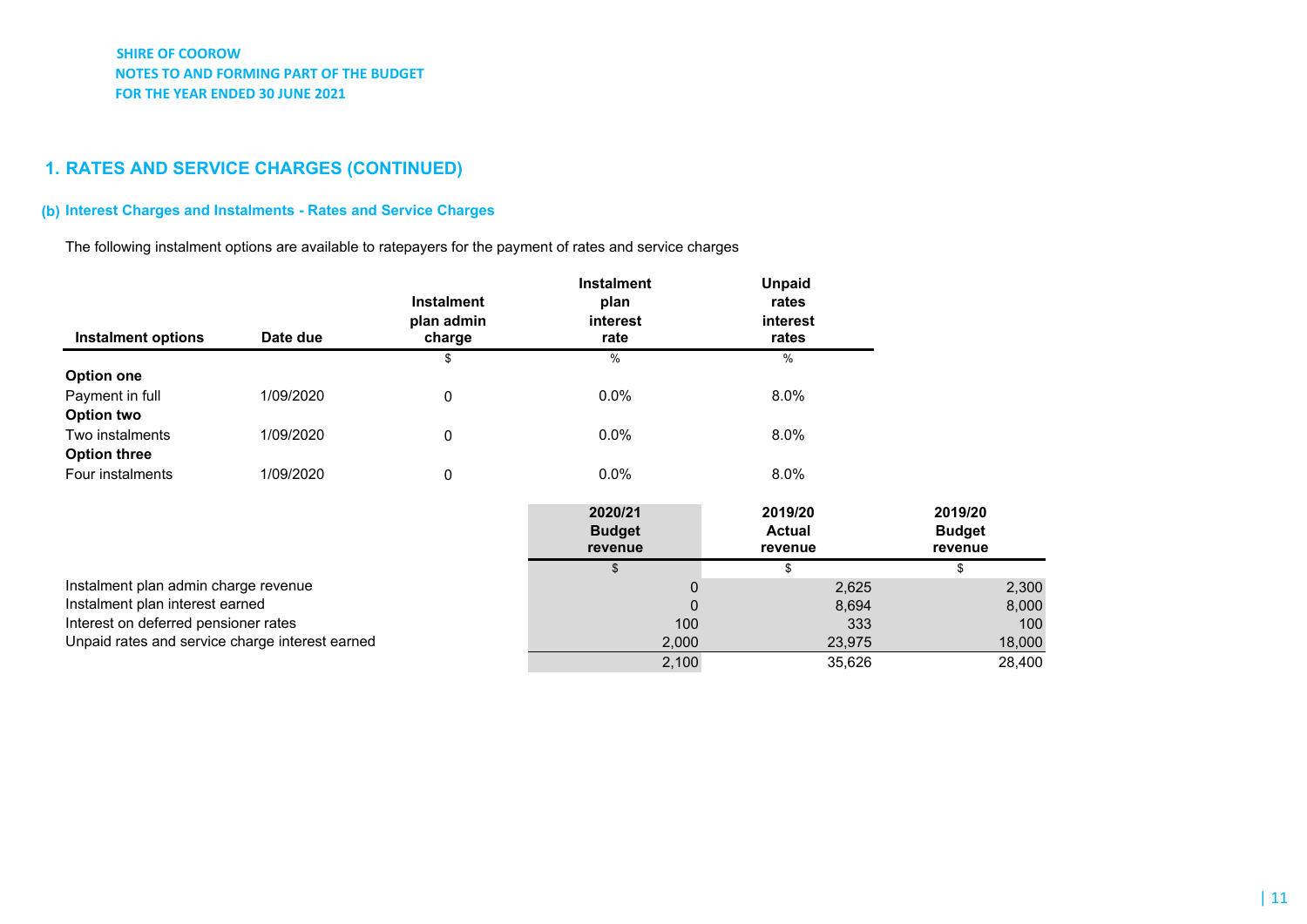**SHIRE OF COOROW**
**NOTES TO AND FORMING PART OF THE BUDGET**
**FOR THE YEAR ENDED 30 JUNE 2021**

## 1. RATES AND SERVICE CHARGES (CONTINUED)

### (b) Interest Charges and Instalments - Rates and Service Charges

The following instalment options are available to ratepayers for the payment of rates and service charges

| Instalment options | Date due | Instalment plan admin charge | Instalment plan interest rate | Unpaid rates interest rates |
|---|---|---|---|---|
| | | $ | % | % |
| **Option one** | | | | |
| Payment in full | 1/09/2020 | 0 | 0.0% | 8.0% |
| **Option two** | | | | |
| Two instalments | 1/09/2020 | 0 | 0.0% | 8.0% |
| **Option three** | | | | |
| Four instalments | 1/09/2020 | 0 | 0.0% | 8.0% |

| | 2020/21 Budget revenue | 2019/20 Actual revenue | 2019/20 Budget revenue |
|---|---|---|---|
| | $ | $ | $ |
| Instalment plan admin charge revenue | 0 | 2,625 | 2,300 |
| Instalment plan interest earned | 0 | 8,694 | 8,000 |
| Interest on deferred pensioner rates | 100 | 333 | 100 |
| Unpaid rates and service charge interest earned | 2,000 | 23,975 | 18,000 |
| | 2,100 | 35,626 | 28,400 |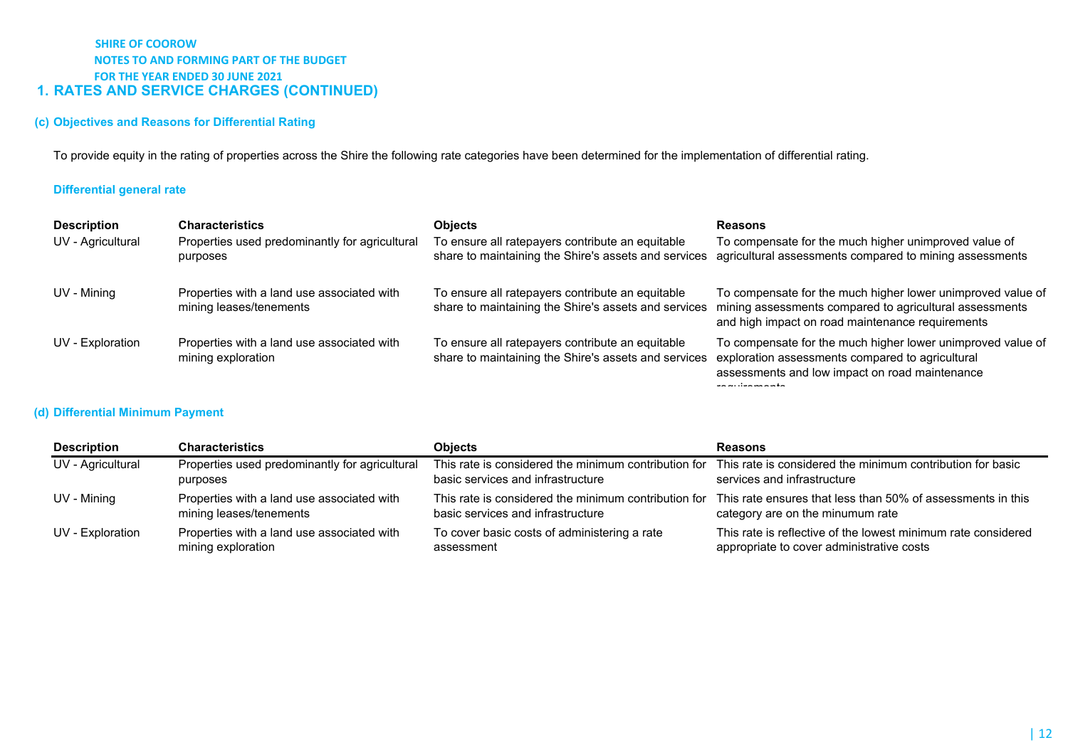**SHIRE OF COOROW**
**NOTES TO AND FORMING PART OF THE BUDGET**
**FOR THE YEAR ENDED 30 JUNE 2021**

# 1. RATES AND SERVICE CHARGES (CONTINUED)

### (c) Objectives and Reasons for Differential Rating

To provide equity in the rating of properties across the Shire the following rate categories have been determined for the implementation of differential rating.

#### Differential general rate

| Description | Characteristics | Objects | Reasons |
|---|---|---|---|
| UV - Agricultural | Properties used predominantly for agricultural purposes | To ensure all ratepayers contribute an equitable share to maintaining the Shire's assets and services | To compensate for the much higher unimproved value of agricultural assessments compared to mining assessments |
| UV - Mining | Properties with a land use associated with mining leases/tenements | To ensure all ratepayers contribute an equitable share to maintaining the Shire's assets and services | To compensate for the much higher lower unimproved value of mining assessments compared to agricultural assessments and high impact on road maintenance requirements |
| UV - Exploration | Properties with a land use associated with mining exploration | To ensure all ratepayers contribute an equitable share to maintaining the Shire's assets and services | To compensate for the much higher lower unimproved value of exploration assessments compared to agricultural assessments and low impact on road maintenance requirements |

### (d) Differential Minimum Payment

| Description | Characteristics | Objects | Reasons |
|---|---|---|---|
| UV - Agricultural | Properties used predominantly for agricultural purposes | This rate is considered the minimum contribution for basic services and infrastructure | This rate is considered the minimum contribution for basic services and infrastructure |
| UV - Mining | Properties with a land use associated with mining leases/tenements | This rate is considered the minimum contribution for basic services and infrastructure | This rate ensures that less than 50% of assessments in this category are on the minumum rate |
| UV - Exploration | Properties with a land use associated with mining exploration | To cover basic costs of administering a rate assessment | This rate is reflective of the lowest minimum rate considered appropriate to cover administrative costs |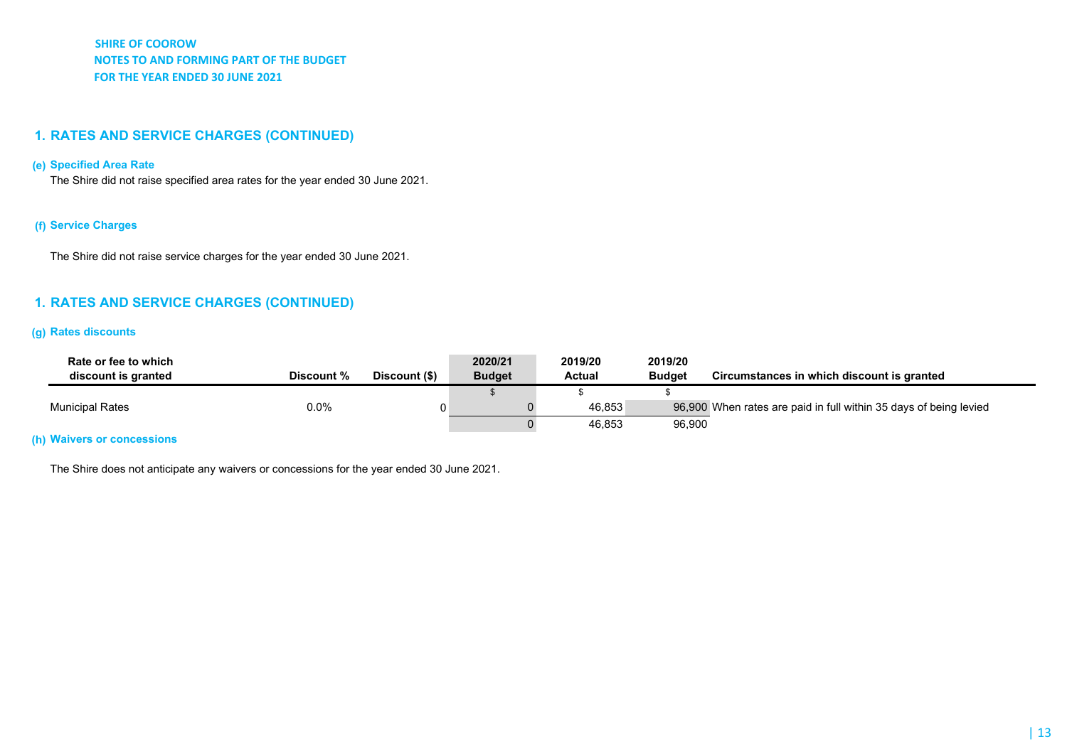SHIRE OF COOROW
NOTES TO AND FORMING PART OF THE BUDGET
FOR THE YEAR ENDED 30 JUNE 2021

## 1. RATES AND SERVICE CHARGES (CONTINUED)

### (e) Specified Area Rate

The Shire did not raise specified area rates for the year ended 30 June 2021.

### (f) Service Charges

The Shire did not raise service charges for the year ended 30 June 2021.

## 1. RATES AND SERVICE CHARGES (CONTINUED)

### (g) Rates discounts

| Rate or fee to which discount is granted | Discount % | Discount ($) | 2020/21 Budget | 2019/20 Actual | 2019/20 Budget | Circumstances in which discount is granted |
|---|---|---|---|---|---|---|
| | | | $ | $ | $ | |
| Municipal Rates | 0.0% | 0 | 0 | 46,853 | 96,900 | When rates are paid in full within 35 days of being levied |
| | | | 0 | 46,853 | 96,900 | |

### (h) Waivers or concessions

The Shire does not anticipate any waivers or concessions for the year ended 30 June 2021.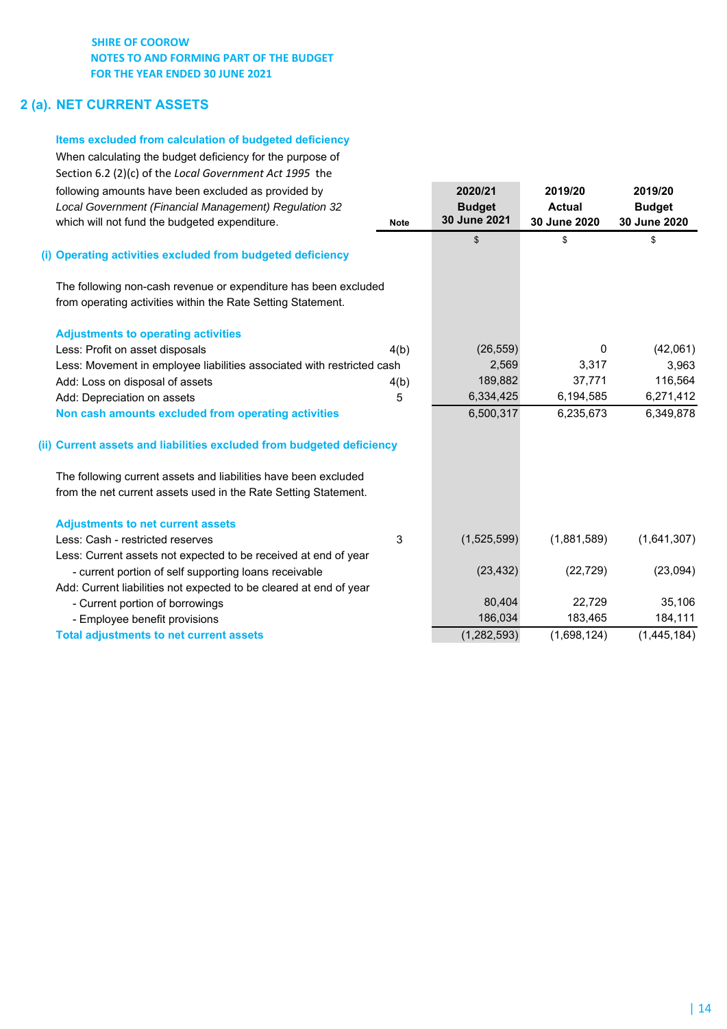SHIRE OF COOROW
NOTES TO AND FORMING PART OF THE BUDGET
FOR THE YEAR ENDED 30 JUNE 2021

## 2 (a). NET CURRENT ASSETS

### Items excluded from calculation of budgeted deficiency

When calculating the budget deficiency for the purpose of Section 6.2 (2)(c) of the *Local Government Act 1995* the following amounts have been excluded as provided by *Local Government (Financial Management) Regulation 32* which will not fund the budgeted expenditure.

| | Note | 2020/21 Budget 30 June 2021 | 2019/20 Actual 30 June 2020 | 2019/20 Budget 30 June 2020 |
|---|---|---|---|---|
| | | $ | $ | $ |
| **(i) Operating activities excluded from budgeted deficiency** | | | | |
| The following non-cash revenue or expenditure has been excluded from operating activities within the Rate Setting Statement. | | | | |
| **Adjustments to operating activities** | | | | |
| Less: Profit on asset disposals | 4(b) | (26,559) | 0 | (42,061) |
| Less: Movement in employee liabilities associated with restricted cash | | 2,569 | 3,317 | 3,963 |
| Add: Loss on disposal of assets | 4(b) | 189,882 | 37,771 | 116,564 |
| Add: Depreciation on assets | 5 | 6,334,425 | 6,194,585 | 6,271,412 |
| **Non cash amounts excluded from operating activities** | | 6,500,317 | 6,235,673 | 6,349,878 |
| **(ii) Current assets and liabilities excluded from budgeted deficiency** | | | | |
| The following current assets and liabilities have been excluded from the net current assets used in the Rate Setting Statement. | | | | |
| **Adjustments to net current assets** | | | | |
| Less: Cash - restricted reserves | 3 | (1,525,599) | (1,881,589) | (1,641,307) |
| Less: Current assets not expected to be received at end of year | | | | |
| - current portion of self supporting loans receivable | | (23,432) | (22,729) | (23,094) |
| Add: Current liabilities not expected to be cleared at end of year | | | | |
| - Current portion of borrowings | | 80,404 | 22,729 | 35,106 |
| - Employee benefit provisions | | 186,034 | 183,465 | 184,111 |
| **Total adjustments to net current assets** | | (1,282,593) | (1,698,124) | (1,445,184) |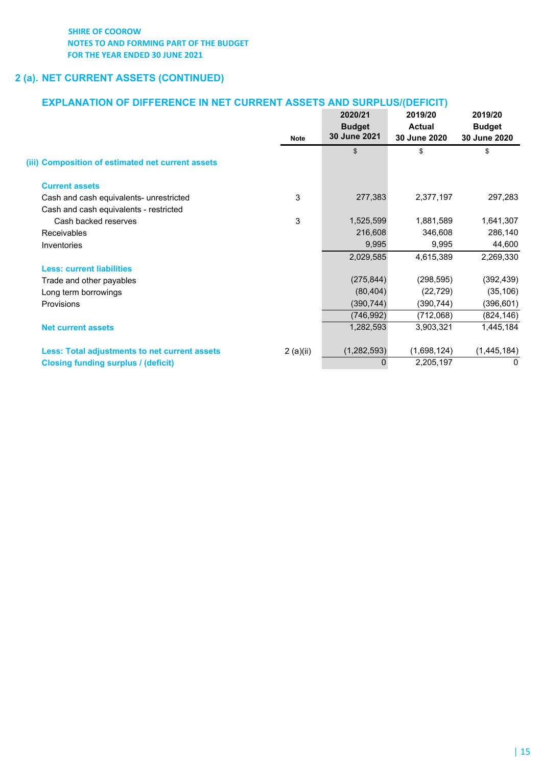SHIRE OF COOROW
NOTES TO AND FORMING PART OF THE BUDGET
FOR THE YEAR ENDED 30 JUNE 2021

## 2 (a). NET CURRENT ASSETS (CONTINUED)

### EXPLANATION OF DIFFERENCE IN NET CURRENT ASSETS AND SURPLUS/(DEFICIT)

| | Note | 2020/21 Budget 30 June 2021 | 2019/20 Actual 30 June 2020 | 2019/20 Budget 30 June 2020 |
|---|---|---|---|---|
| | | $ | $ | $ |
| **(iii) Composition of estimated net current assets** | | | | |
| **Current assets** | | | | |
| Cash and cash equivalents- unrestricted | 3 | 277,383 | 2,377,197 | 297,283 |
| Cash and cash equivalents - restricted | | | | |
| Cash backed reserves | 3 | 1,525,599 | 1,881,589 | 1,641,307 |
| Receivables | | 216,608 | 346,608 | 286,140 |
| Inventories | | 9,995 | 9,995 | 44,600 |
| | | 2,029,585 | 4,615,389 | 2,269,330 |
| **Less: current liabilities** | | | | |
| Trade and other payables | | (275,844) | (298,595) | (392,439) |
| Long term borrowings | | (80,404) | (22,729) | (35,106) |
| Provisions | | (390,744) | (390,744) | (396,601) |
| | | (746,992) | (712,068) | (824,146) |
| **Net current assets** | | 1,282,593 | 3,903,321 | 1,445,184 |
| **Less: Total adjustments to net current assets** | 2 (a)(ii) | (1,282,593) | (1,698,124) | (1,445,184) |
| **Closing funding surplus / (deficit)** | | 0 | 2,205,197 | 0 |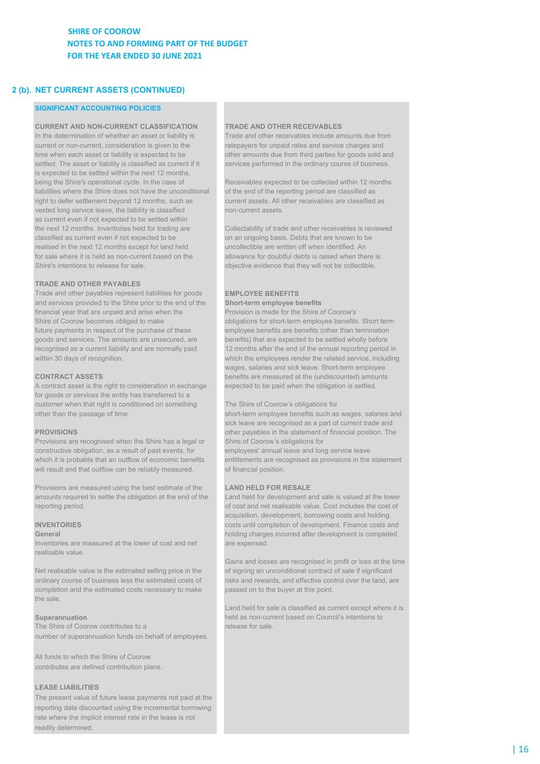## 2 (b). NET CURRENT ASSETS (CONTINUED)

### SIGNIFICANT ACCOUNTING POLICIES

**CURRENT AND NON-CURRENT CLASSIFICATION**

In the determination of whether an asset or liability is current or non-current, consideration is given to the time when each asset or liability is expected to be settled. The asset or liability is classified as current if it is expected to be settled within the next 12 months, being the Shire's operational cycle. In the case of liabilities where the Shire does not have the unconditional right to defer settlement beyond 12 months, such as vested long service leave, the liability is classified as current even if not expected to be settled within the next 12 months. Inventories held for trading are classified as current even if not expected to be realised in the next 12 months except for land held for sale where it is held as non-current based on the Shire's intentions to release for sale.

**TRADE AND OTHER PAYABLES**

Trade and other payables represent liabilities for goods and services provided to the Shire prior to the end of the financial year that are unpaid and arise when the Shire of Coorow becomes obliged to make future payments in respect of the purchase of these goods and services. The amounts are unsecured, are recognised as a current liability and are normally paid within 30 days of recognition.

**CONTRACT ASSETS**

A contract asset is the right to consideration in exchange for goods or services the entity has transferred to a customer when that right is conditioned on something other than the passage of time.

**PROVISIONS**

Provisions are recognised when the Shire has a legal or constructive obligation, as a result of past events, for which it is probable that an outflow of economic benefits will result and that outflow can be reliably measured.

Provisions are measured using the best estimate of the amounts required to settle the obligation at the end of the reporting period.

**INVENTORIES**

**General**

Inventories are measured at the lower of cost and net realisable value.

Net realisable value is the estimated selling price in the ordinary course of business less the estimated costs of completion and the estimated costs necessary to make the sale.

**Superannuation**

The Shire of Coorow contributes to a number of superannuation funds on behalf of employees.

All funds to which the Shire of Coorow contributes are defined contribution plans.

**LEASE LIABILITIES**

The present value of future lease payments not paid at the reporting date discounted using the incremental borrowing rate where the implicit interest rate in the lease is not readily determined.

**TRADE AND OTHER RECEIVABLES**

Trade and other receivables include amounts due from ratepayers for unpaid rates and service charges and other amounts due from third parties for goods sold and services performed in the ordinary course of business.

Receivables expected to be collected within 12 months of the end of the reporting period are classified as current assets. All other receivables are classified as non-current assets.

Collectability of trade and other receivables is reviewed on an ongoing basis. Debts that are known to be uncollectible are written off when identified. An allowance for doubtful debts is raised when there is objective evidence that they will not be collectible.

**EMPLOYEE BENEFITS**

**Short-term employee benefits**

Provision is made for the Shire of Coorow's obligations for short-term employee benefits. Short term employee benefits are benefits (other than termination benefits) that are expected to be settled wholly before 12 months after the end of the annual reporting period in which the employees render the related service, including wages, salaries and sick leave. Short-term employee benefits are measured at the (undiscounted) amounts expected to be paid when the obligation is settled.

The Shire of Coorow's obligations for short-term employee benefits such as wages, salaries and sick leave are recognised as a part of current trade and other payables in the statement of financial position. The Shire of Coorow's obligations for employees' annual leave and long service leave entitlements are recognised as provisions in the statement of financial position.

**LAND HELD FOR RESALE**

Land held for development and sale is valued at the lower of cost and net realisable value. Cost includes the cost of acquisition, development, borrowing costs and holding costs until completion of development. Finance costs and holding charges incurred after development is completed are expensed.

Gains and losses are recognised in profit or loss at the time of signing an unconditional contract of sale if significant risks and rewards, and effective control over the land, are passed on to the buyer at this point.

Land held for sale is classified as current except where it is held as non-current based on Council's intentions to release for sale.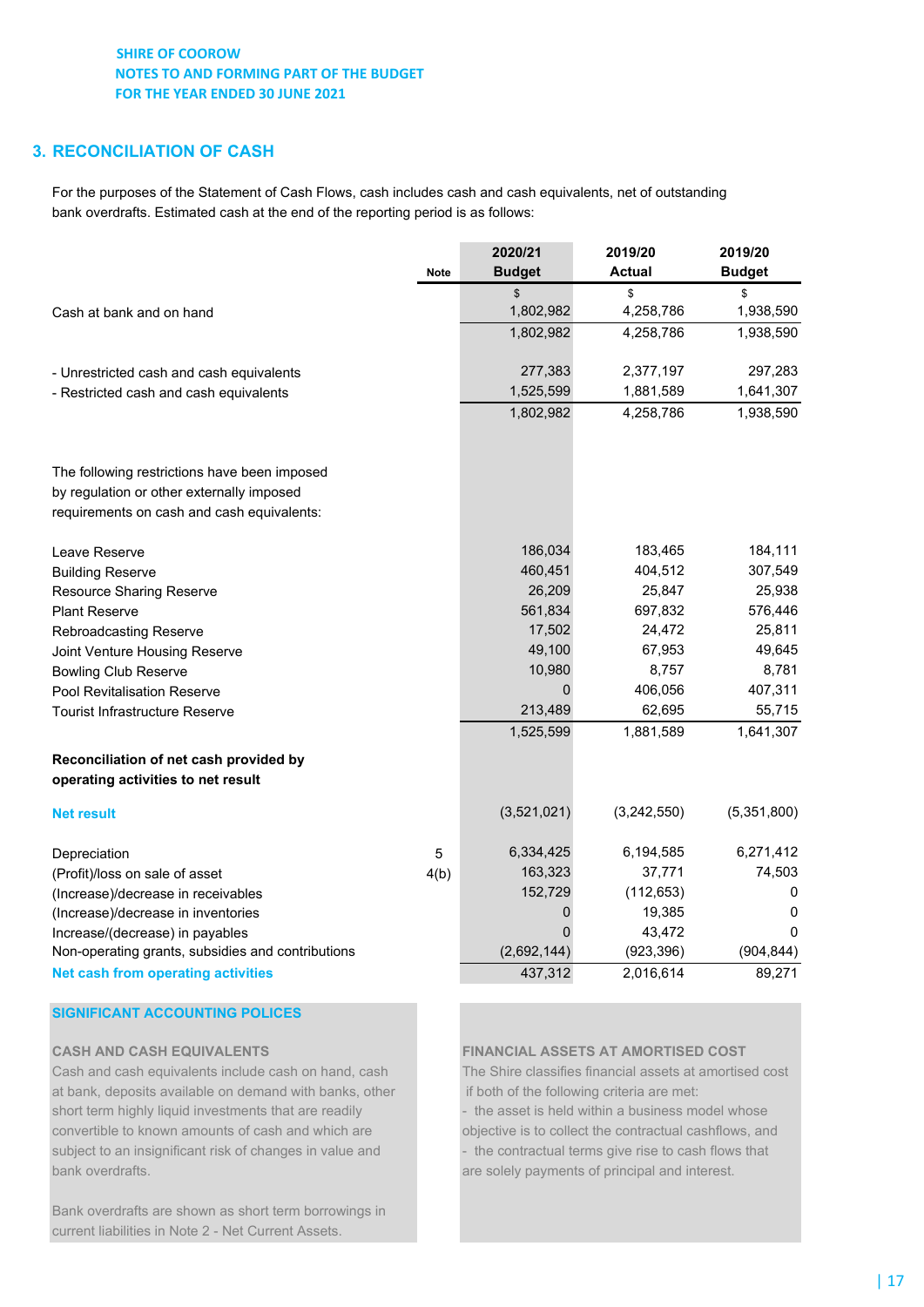SHIRE OF COOROW
NOTES TO AND FORMING PART OF THE BUDGET
FOR THE YEAR ENDED 30 JUNE 2021

## 3. RECONCILIATION OF CASH

For the purposes of the Statement of Cash Flows, cash includes cash and cash equivalents, net of outstanding bank overdrafts. Estimated cash at the end of the reporting period is as follows:

| | Note | 2020/21 Budget | 2019/20 Actual | 2019/20 Budget |
|---|---|---|---|---|
| | | $ | $ | $ |
| Cash at bank and on hand | | 1,802,982 | 4,258,786 | 1,938,590 |
| | | 1,802,982 | 4,258,786 | 1,938,590 |
| - Unrestricted cash and cash equivalents | | 277,383 | 2,377,197 | 297,283 |
| - Restricted cash and cash equivalents | | 1,525,599 | 1,881,589 | 1,641,307 |
| | | 1,802,982 | 4,258,786 | 1,938,590 |
| The following restrictions have been imposed by regulation or other externally imposed requirements on cash and cash equivalents: | | | | |
| Leave Reserve | | 186,034 | 183,465 | 184,111 |
| Building Reserve | | 460,451 | 404,512 | 307,549 |
| Resource Sharing Reserve | | 26,209 | 25,847 | 25,938 |
| Plant Reserve | | 561,834 | 697,832 | 576,446 |
| Rebroadcasting Reserve | | 17,502 | 24,472 | 25,811 |
| Joint Venture Housing Reserve | | 49,100 | 67,953 | 49,645 |
| Bowling Club Reserve | | 10,980 | 8,757 | 8,781 |
| Pool Revitalisation Reserve | | 0 | 406,056 | 407,311 |
| Tourist Infrastructure Reserve | | 213,489 | 62,695 | 55,715 |
| | | 1,525,599 | 1,881,589 | 1,641,307 |
| **Reconciliation of net cash provided by operating activities to net result** | | | | |
| **Net result** | | (3,521,021) | (3,242,550) | (5,351,800) |
| Depreciation | 5 | 6,334,425 | 6,194,585 | 6,271,412 |
| (Profit)/loss on sale of asset | 4(b) | 163,323 | 37,771 | 74,503 |
| (Increase)/decrease in receivables | | 152,729 | (112,653) | 0 |
| (Increase)/decrease in inventories | | 0 | 19,385 | 0 |
| Increase/(decrease) in payables | | 0 | 43,472 | 0 |
| Non-operating grants, subsidies and contributions | | (2,692,144) | (923,396) | (904,844) |
| **Net cash from operating activities** | | 437,312 | 2,016,614 | 89,271 |

### SIGNIFICANT ACCOUNTING POLICES

**CASH AND CASH EQUIVALENTS**

Cash and cash equivalents include cash on hand, cash at bank, deposits available on demand with banks, other short term highly liquid investments that are readily convertible to known amounts of cash and which are subject to an insignificant risk of changes in value and bank overdrafts.

Bank overdrafts are shown as short term borrowings in current liabilities in Note 2 - Net Current Assets.

**FINANCIAL ASSETS AT AMORTISED COST**

The Shire classifies financial assets at amortised cost if both of the following criteria are met:
- the asset is held within a business model whose objective is to collect the contractual cashflows, and
- the contractual terms give rise to cash flows that are solely payments of principal and interest.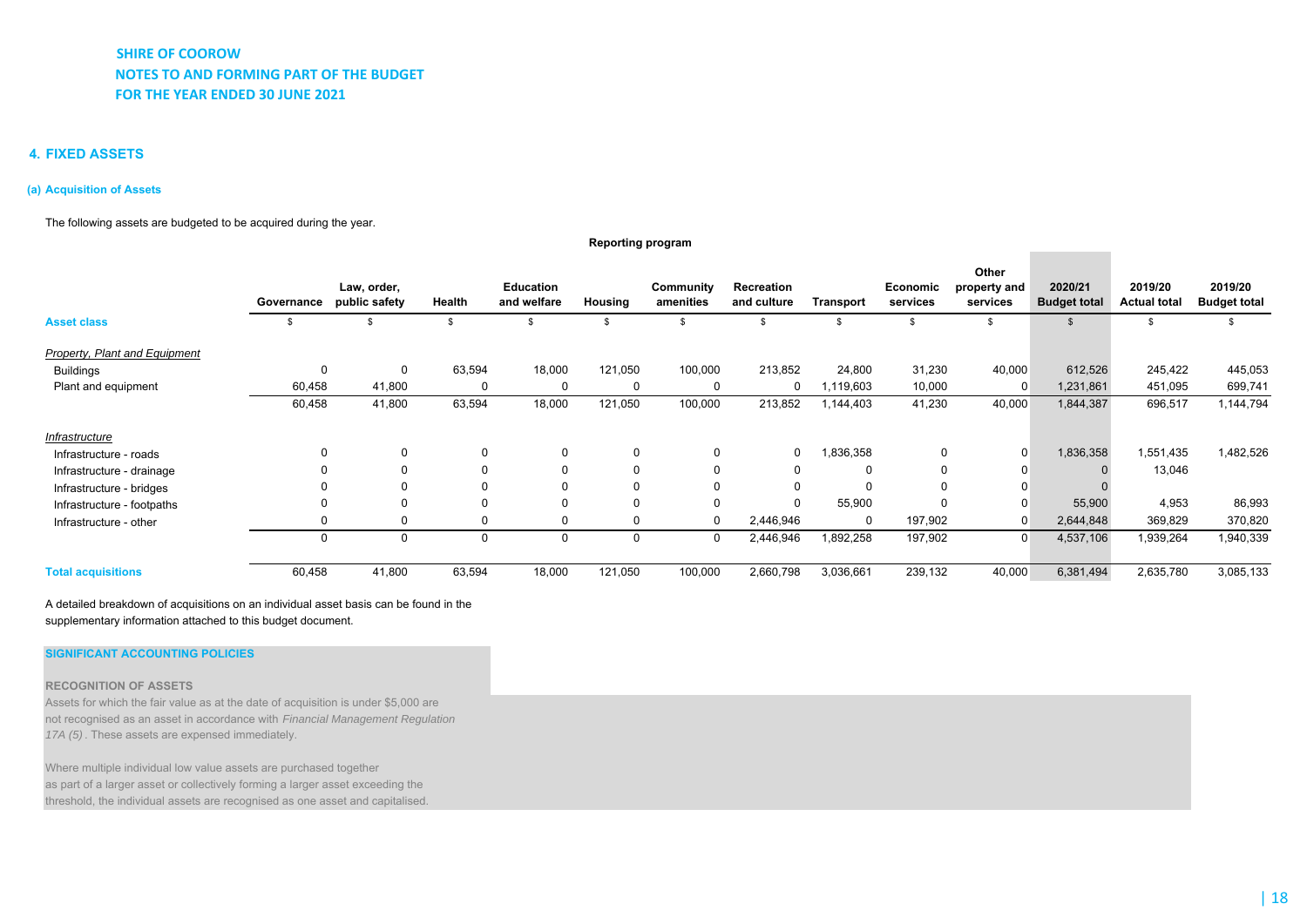# SHIRE OF COOROW
## NOTES TO AND FORMING PART OF THE BUDGET
## FOR THE YEAR ENDED 30 JUNE 2021

### 4. FIXED ASSETS

#### (a) Acquisition of Assets

The following assets are budgeted to be acquired during the year.

| | Reporting program | | | | | | | | | | | | |
|---|---|---|---|---|---|---|---|---|---|---|---|---|---|
| | Governance | Law, order, public safety | Health | Education and welfare | Housing | Community amenities | Recreation and culture | Transport | Economic services | Other property and services | 2020/21 Budget total | 2019/20 Actual total | 2019/20 Budget total |
| **Asset class** | $ | $ | $ | $ | $ | $ | $ | $ | $ | $ | $ | $ | $ |
| *Property, Plant and Equipment* | | | | | | | | | | | | | |
| Buildings | 0 | 0 | 63,594 | 18,000 | 121,050 | 100,000 | 213,852 | 24,800 | 31,230 | 40,000 | 612,526 | 245,422 | 445,053 |
| Plant and equipment | 60,458 | 41,800 | 0 | 0 | 0 | 0 | 0 | 1,119,603 | 10,000 | 0 | 1,231,861 | 451,095 | 699,741 |
| | 60,458 | 41,800 | 63,594 | 18,000 | 121,050 | 100,000 | 213,852 | 1,144,403 | 41,230 | 40,000 | 1,844,387 | 696,517 | 1,144,794 |
| *Infrastructure* | | | | | | | | | | | | | |
| Infrastructure - roads | 0 | 0 | 0 | 0 | 0 | 0 | 0 | 1,836,358 | 0 | 0 | 1,836,358 | 1,551,435 | 1,482,526 |
| Infrastructure - drainage | 0 | 0 | 0 | 0 | 0 | 0 | 0 | 0 | 0 | 0 | 0 | 13,046 | |
| Infrastructure - bridges | 0 | 0 | 0 | 0 | 0 | 0 | 0 | 0 | 0 | 0 | 0 | | |
| Infrastructure - footpaths | 0 | 0 | 0 | 0 | 0 | 0 | 0 | 55,900 | 0 | 0 | 55,900 | 4,953 | 86,993 |
| Infrastructure - other | 0 | 0 | 0 | 0 | 0 | 0 | 2,446,946 | 0 | 197,902 | 0 | 2,644,848 | 369,829 | 370,820 |
| | 0 | 0 | 0 | 0 | 0 | 0 | 2,446,946 | 1,892,258 | 197,902 | 0 | 4,537,106 | 1,939,264 | 1,940,339 |
| **Total acquisitions** | 60,458 | 41,800 | 63,594 | 18,000 | 121,050 | 100,000 | 2,660,798 | 3,036,661 | 239,132 | 40,000 | 6,381,494 | 2,635,780 | 3,085,133 |

A detailed breakdown of acquisitions on an individual asset basis can be found in the supplementary information attached to this budget document.

**SIGNIFICANT ACCOUNTING POLICIES**

**RECOGNITION OF ASSETS**

Assets for which the fair value as at the date of acquisition is under $5,000 are not recognised as an asset in accordance with *Financial Management Regulation 17A (5)*. These assets are expensed immediately.

Where multiple individual low value assets are purchased together as part of a larger asset or collectively forming a larger asset exceeding the threshold, the individual assets are recognised as one asset and capitalised.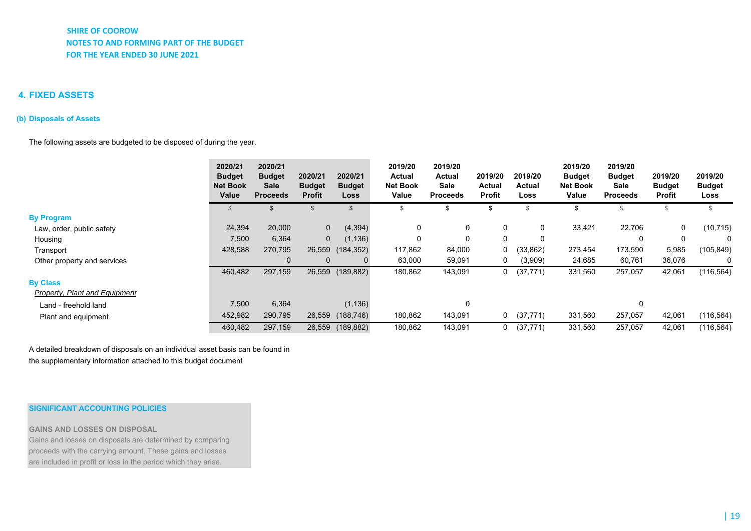**SHIRE OF COOROW**
**NOTES TO AND FORMING PART OF THE BUDGET**
**FOR THE YEAR ENDED 30 JUNE 2021**

## 4. FIXED ASSETS

### (b) Disposals of Assets

The following assets are budgeted to be disposed of during the year.

| | 2020/21 Budget Net Book Value | 2020/21 Budget Sale Proceeds | 2020/21 Budget Profit | 2020/21 Budget Loss | 2019/20 Actual Net Book Value | 2019/20 Actual Sale Proceeds | 2019/20 Actual Profit | 2019/20 Actual Loss | 2019/20 Budget Net Book Value | 2019/20 Budget Sale Proceeds | 2019/20 Budget Profit | 2019/20 Budget Loss |
|---|---|---|---|---|---|---|---|---|---|---|---|---|
| | $ | $ | $ | $ | $ | $ | $ | $ | $ | $ | $ | $ |
| **By Program** | | | | | | | | | | | | |
| Law, order, public safety | 24,394 | 20,000 | 0 | (4,394) | 0 | 0 | 0 | 0 | 33,421 | 22,706 | 0 | (10,715) |
| Housing | 7,500 | 6,364 | 0 | (1,136) | 0 | 0 | 0 | 0 | | 0 | 0 | 0 |
| Transport | 428,588 | 270,795 | 26,559 | (184,352) | 117,862 | 84,000 | 0 | (33,862) | 273,454 | 173,590 | 5,985 | (105,849) |
| Other property and services | | 0 | 0 | 0 | 63,000 | 59,091 | 0 | (3,909) | 24,685 | 60,761 | 36,076 | 0 |
| | 460,482 | 297,159 | 26,559 | (189,882) | 180,862 | 143,091 | 0 | (37,771) | 331,560 | 257,057 | 42,061 | (116,564) |
| **By Class** | | | | | | | | | | | | |
| *Property, Plant and Equipment* | | | | | | | | | | | | |
| Land - freehold land | 7,500 | 6,364 | | (1,136) | | 0 | | | | 0 | | |
| Plant and equipment | 452,982 | 290,795 | 26,559 | (188,746) | 180,862 | 143,091 | 0 | (37,771) | 331,560 | 257,057 | 42,061 | (116,564) |
| | 460,482 | 297,159 | 26,559 | (189,882) | 180,862 | 143,091 | 0 | (37,771) | 331,560 | 257,057 | 42,061 | (116,564) |

A detailed breakdown of disposals on an individual asset basis can be found in the supplementary information attached to this budget document

**SIGNIFICANT ACCOUNTING POLICIES**

**GAINS AND LOSSES ON DISPOSAL**
Gains and losses on disposals are determined by comparing proceeds with the carrying amount. These gains and losses are included in profit or loss in the period which they arise.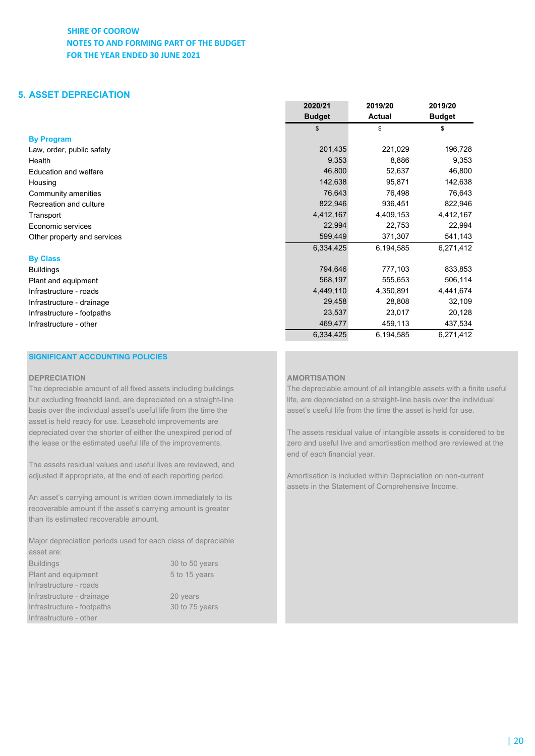SHIRE OF COOROW
NOTES TO AND FORMING PART OF THE BUDGET
FOR THE YEAR ENDED 30 JUNE 2021

## 5. ASSET DEPRECIATION

| | 2020/21 Budget | 2019/20 Actual | 2019/20 Budget |
|---|---|---|---|
| | $ | $ | $ |
| **By Program** | | | |
| Law, order, public safety | 201,435 | 221,029 | 196,728 |
| Health | 9,353 | 8,886 | 9,353 |
| Education and welfare | 46,800 | 52,637 | 46,800 |
| Housing | 142,638 | 95,871 | 142,638 |
| Community amenities | 76,643 | 76,498 | 76,643 |
| Recreation and culture | 822,946 | 936,451 | 822,946 |
| Transport | 4,412,167 | 4,409,153 | 4,412,167 |
| Economic services | 22,994 | 22,753 | 22,994 |
| Other property and services | 599,449 | 371,307 | 541,143 |
| | 6,334,425 | 6,194,585 | 6,271,412 |
| **By Class** | | | |
| Buildings | 794,646 | 777,103 | 833,853 |
| Plant and equipment | 568,197 | 555,653 | 506,114 |
| Infrastructure - roads | 4,449,110 | 4,350,891 | 4,441,674 |
| Infrastructure - drainage | 29,458 | 28,808 | 32,109 |
| Infrastructure - footpaths | 23,537 | 23,017 | 20,128 |
| Infrastructure - other | 469,477 | 459,113 | 437,534 |
| | 6,334,425 | 6,194,585 | 6,271,412 |

### SIGNIFICANT ACCOUNTING POLICIES

**DEPRECIATION**

The depreciable amount of all fixed assets including buildings but excluding freehold land, are depreciated on a straight-line basis over the individual asset's useful life from the time the asset is held ready for use. Leasehold improvements are depreciated over the shorter of either the unexpired period of the lease or the estimated useful life of the improvements.

The assets residual values and useful lives are reviewed, and adjusted if appropriate, at the end of each reporting period.

An asset's carrying amount is written down immediately to its recoverable amount if the asset's carrying amount is greater than its estimated recoverable amount.

Major depreciation periods used for each class of depreciable asset are:

| | |
|---|---|
| Buildings | 30 to 50 years |
| Plant and equipment | 5 to 15 years |
| Infrastructure - roads | |
| Infrastructure - drainage | 20 years |
| Infrastructure - footpaths | 30 to 75 years |
| Infrastructure - other | |

**AMORTISATION**

The depreciable amount of all intangible assets with a finite useful life, are depreciated on a straight-line basis over the individual asset's useful life from the time the asset is held for use.

The assets residual value of intangible assets is considered to be zero and useful live and amortisation method are reviewed at the end of each financial year.

Amortisation is included within Depreciation on non-current assets in the Statement of Comprehensive Income.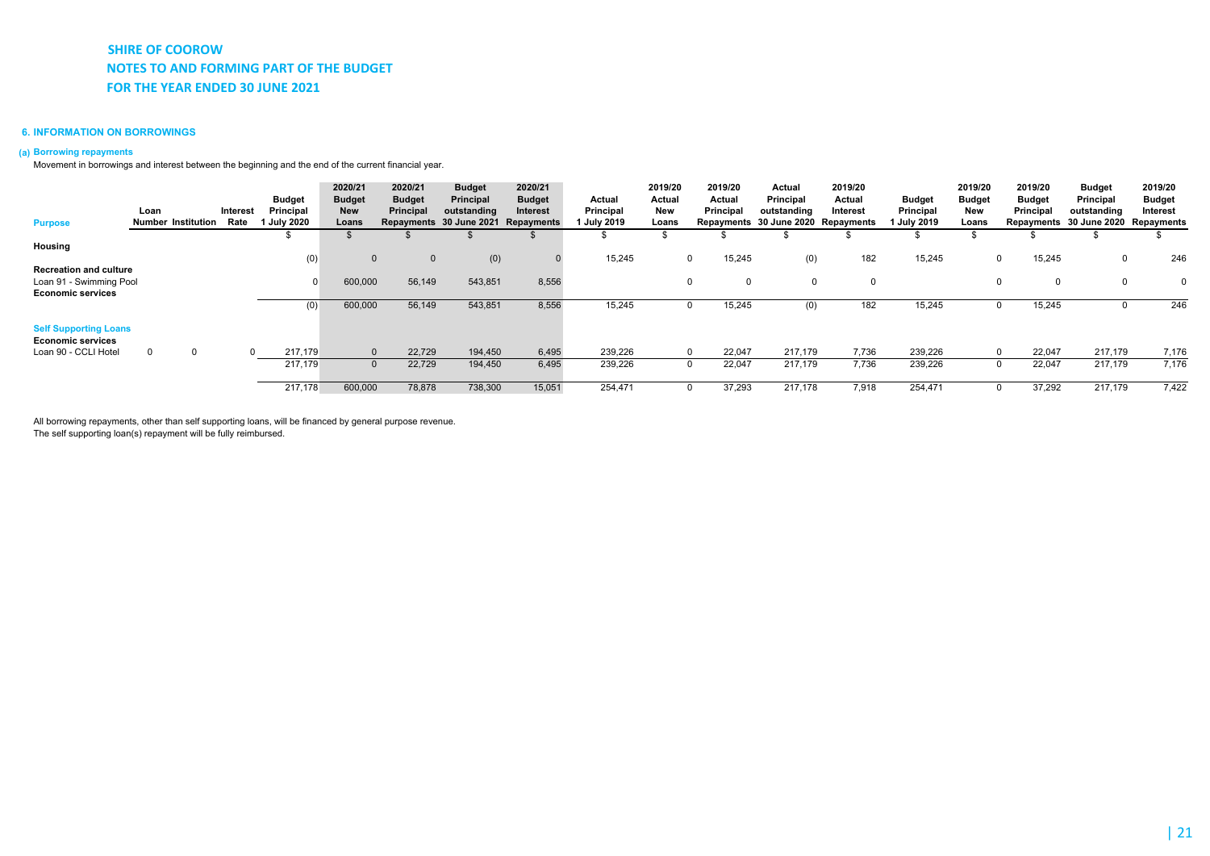**SHIRE OF COOROW**

**NOTES TO AND FORMING PART OF THE BUDGET**

**FOR THE YEAR ENDED 30 JUNE 2021**

### 6. INFORMATION ON BORROWINGS

#### (a) Borrowing repayments

Movement in borrowings and interest between the beginning and the end of the current financial year.

| Purpose | Loan Number | Institution | Interest Rate | Budget Principal 1 July 2020 | 2020/21 Budget New Loans | 2020/21 Budget Principal Repayments | Budget Principal outstanding 30 June 2021 | 2020/21 Budget Interest Repayments | Actual Principal 1 July 2019 | 2019/20 Actual New Loans | 2019/20 Actual Principal Repayments | Actual Principal outstanding 30 June 2020 | 2019/20 Actual Interest Repayments | Budget Principal 1 July 2019 | 2019/20 Budget New Loans | 2019/20 Budget Principal Repayments | Budget Principal outstanding 30 June 2020 | 2019/20 Budget Interest Repayments |
|---|---|---|---|---|---|---|---|---|---|---|---|---|---|---|---|---|---|---|
| | | | | $ | $ | $ | $ | $ | $ | $ | $ | $ | $ | $ | $ | $ | $ | $ |
| **Housing** | | | | | | | | | | | | | | | | | | |
| | | | | (0) | 0 | 0 | (0) | 0 | 15,245 | 0 | 15,245 | (0) | 182 | 15,245 | 0 | 15,245 | 0 | 246 |
| **Recreation and culture** | | | | | | | | | | | | | | | | | | |
| Loan 91 - Swimming Pool | | | | 0 | 600,000 | 56,149 | 543,851 | 8,556 | | 0 | 0 | 0 | 0 | | 0 | 0 | 0 | 0 |
| **Economic services** | | | | | | | | | | | | | | | | | | |
| | | | | (0) | 600,000 | 56,149 | 543,851 | 8,556 | 15,245 | 0 | 15,245 | (0) | 182 | 15,245 | 0 | 15,245 | 0 | 246 |
| **Self Supporting Loans** | | | | | | | | | | | | | | | | | | |
| **Economic services** | | | | | | | | | | | | | | | | | | |
| Loan 90 - CCLI Hotel | 0 | 0 | 0 | 217,179 | 0 | 22,729 | 194,450 | 6,495 | 239,226 | 0 | 22,047 | 217,179 | 7,736 | 239,226 | 0 | 22,047 | 217,179 | 7,176 |
| | | | | 217,179 | 0 | 22,729 | 194,450 | 6,495 | 239,226 | 0 | 22,047 | 217,179 | 7,736 | 239,226 | 0 | 22,047 | 217,179 | 7,176 |
| | | | | 217,178 | 600,000 | 78,878 | 738,300 | 15,051 | 254,471 | 0 | 37,293 | 217,178 | 7,918 | 254,471 | 0 | 37,292 | 217,179 | 7,422 |

All borrowing repayments, other than self supporting loans, will be financed by general purpose revenue.
The self supporting loan(s) repayment will be fully reimbursed.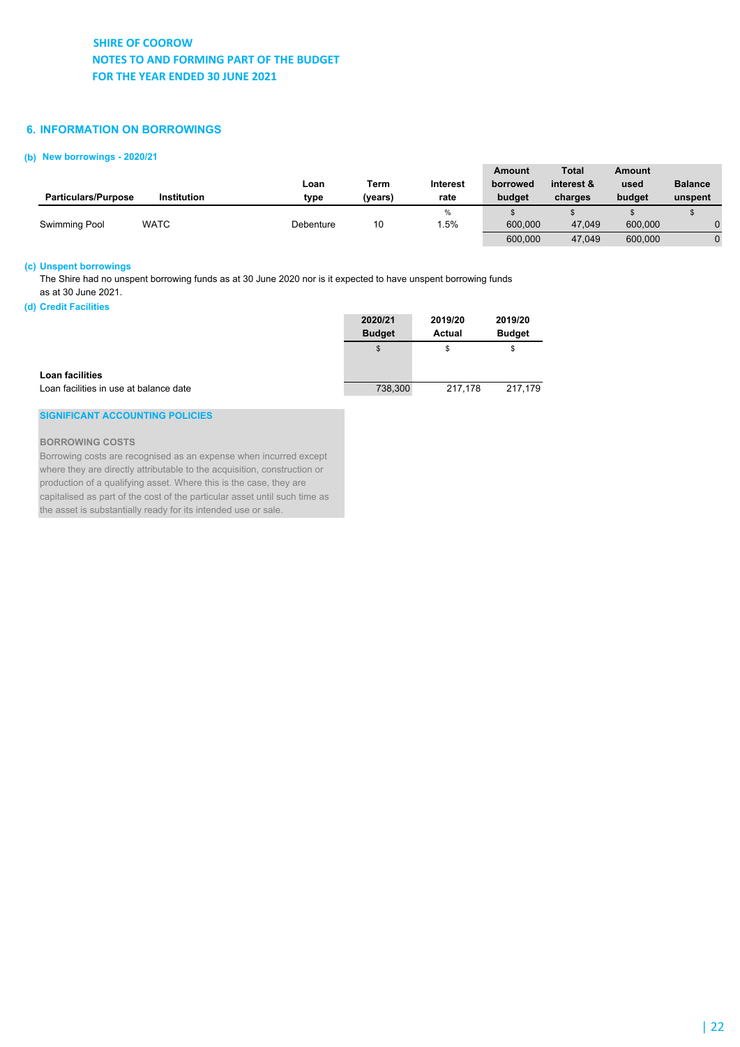# SHIRE OF COOROW
## NOTES TO AND FORMING PART OF THE BUDGET
## FOR THE YEAR ENDED 30 JUNE 2021

## 6. INFORMATION ON BORROWINGS

### (b) New borrowings - 2020/21

| Particulars/Purpose | Institution | Loan type | Term (years) | Interest rate | Amount borrowed budget | Total interest & charges | Amount used budget | Balance unspent |
|---|---|---|---|---|---|---|---|---|
| | | | | % | $ | $ | $ | $ |
| Swimming Pool | WATC | Debenture | 10 | 1.5% | 600,000 | 47,049 | 600,000 | 0 |
| | | | | | 600,000 | 47,049 | 600,000 | 0 |

### (c) Unspent borrowings

The Shire had no unspent borrowing funds as at 30 June 2020 nor is it expected to have unspent borrowing funds as at 30 June 2021.

### (d) Credit Facilities

| | 2020/21 Budget | 2019/20 Actual | 2019/20 Budget |
|---|---|---|---|
| | $ | $ | $ |
| **Loan facilities** | | | |
| Loan facilities in use at balance date | 738,300 | 217,178 | 217,179 |

**SIGNIFICANT ACCOUNTING POLICIES**

**BORROWING COSTS**

Borrowing costs are recognised as an expense when incurred except where they are directly attributable to the acquisition, construction or production of a qualifying asset. Where this is the case, they are capitalised as part of the cost of the particular asset until such time as the asset is substantially ready for its intended use or sale.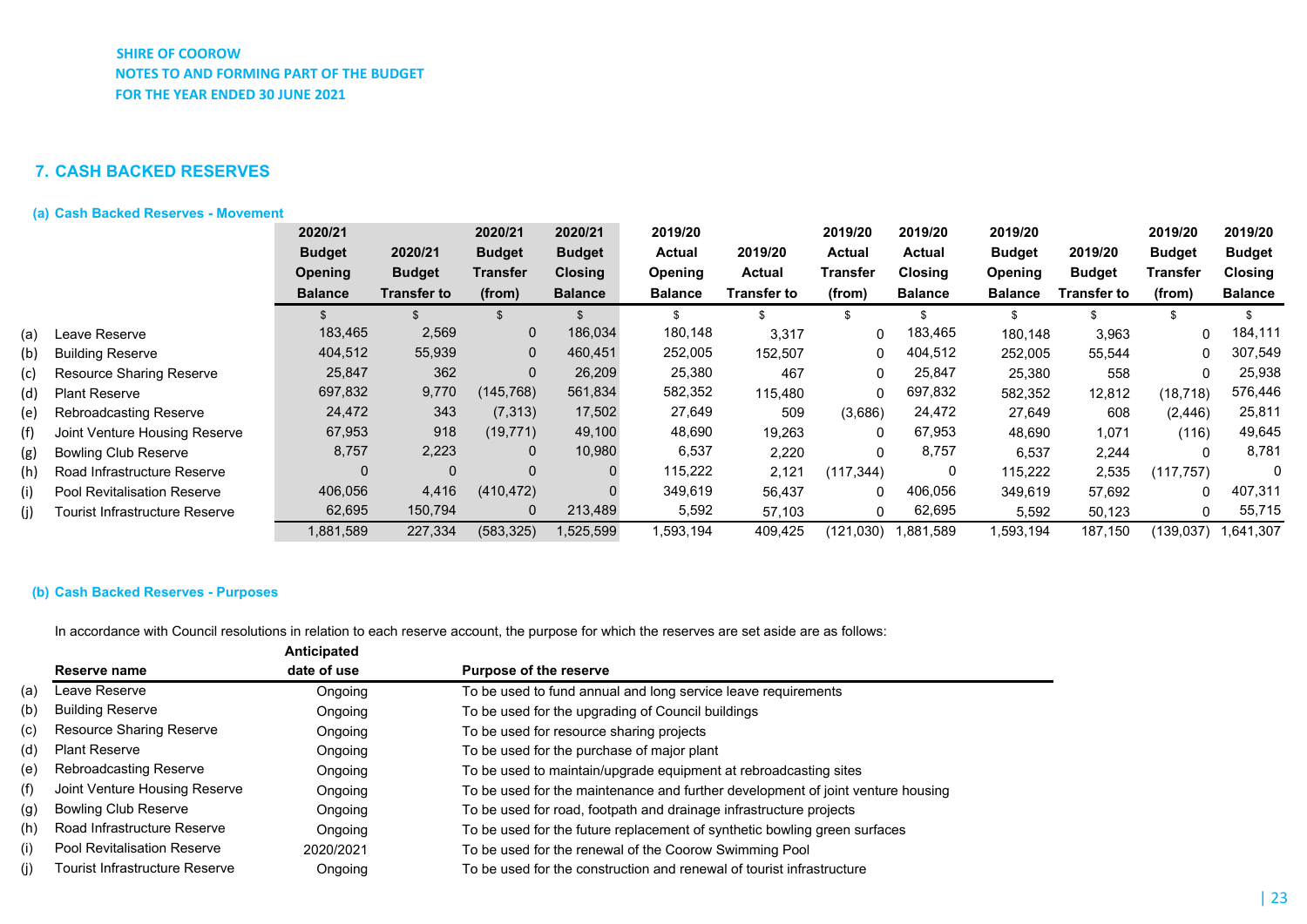SHIRE OF COOROW
NOTES TO AND FORMING PART OF THE BUDGET
FOR THE YEAR ENDED 30 JUNE 2021

## 7. CASH BACKED RESERVES

### (a) Cash Backed Reserves - Movement

| | | 2020/21 Budget Opening Balance | 2020/21 Budget Transfer to | 2020/21 Budget Transfer (from) | 2020/21 Budget Closing Balance | 2019/20 Actual Opening Balance | 2019/20 Actual Transfer to | 2019/20 Actual Transfer (from) | 2019/20 Actual Closing Balance | 2019/20 Budget Opening Balance | 2019/20 Budget Transfer to | 2019/20 Budget Transfer (from) | 2019/20 Budget Closing Balance |
|---|---|---|---|---|---|---|---|---|---|---|---|---|---|
| | | $ | $ | $ | $ | $ | $ | $ | $ | $ | $ | $ | $ |
| (a) | Leave Reserve | 183,465 | 2,569 | 0 | 186,034 | 180,148 | 3,317 | 0 | 183,465 | 180,148 | 3,963 | 0 | 184,111 |
| (b) | Building Reserve | 404,512 | 55,939 | 0 | 460,451 | 252,005 | 152,507 | 0 | 404,512 | 252,005 | 55,544 | 0 | 307,549 |
| (c) | Resource Sharing Reserve | 25,847 | 362 | 0 | 26,209 | 25,380 | 467 | 0 | 25,847 | 25,380 | 558 | 0 | 25,938 |
| (d) | Plant Reserve | 697,832 | 9,770 | (145,768) | 561,834 | 582,352 | 115,480 | 0 | 697,832 | 582,352 | 12,812 | (18,718) | 576,446 |
| (e) | Rebroadcasting Reserve | 24,472 | 343 | (7,313) | 17,502 | 27,649 | 509 | (3,686) | 24,472 | 27,649 | 608 | (2,446) | 25,811 |
| (f) | Joint Venture Housing Reserve | 67,953 | 918 | (19,771) | 49,100 | 48,690 | 19,263 | 0 | 67,953 | 48,690 | 1,071 | (116) | 49,645 |
| (g) | Bowling Club Reserve | 8,757 | 2,223 | 0 | 10,980 | 6,537 | 2,220 | 0 | 8,757 | 6,537 | 2,244 | 0 | 8,781 |
| (h) | Road Infrastructure Reserve | 0 | 0 | 0 | 0 | 115,222 | 2,121 | (117,344) | 0 | 115,222 | 2,535 | (117,757) | 0 |
| (i) | Pool Revitalisation Reserve | 406,056 | 4,416 | (410,472) | 0 | 349,619 | 56,437 | 0 | 406,056 | 349,619 | 57,692 | 0 | 407,311 |
| (j) | Tourist Infrastructure Reserve | 62,695 | 150,794 | 0 | 213,489 | 5,592 | 57,103 | 0 | 62,695 | 5,592 | 50,123 | 0 | 55,715 |
| | | 1,881,589 | 227,334 | (583,325) | 1,525,599 | 1,593,194 | 409,425 | (121,030) | 1,881,589 | 1,593,194 | 187,150 | (139,037) | 1,641,307 |

### (b) Cash Backed Reserves - Purposes

In accordance with Council resolutions in relation to each reserve account, the purpose for which the reserves are set aside are as follows:

| | Reserve name | Anticipated date of use | Purpose of the reserve |
|---|---|---|---|
| (a) | Leave Reserve | Ongoing | To be used to fund annual and long service leave requirements |
| (b) | Building Reserve | Ongoing | To be used for the upgrading of Council buildings |
| (c) | Resource Sharing Reserve | Ongoing | To be used for resource sharing projects |
| (d) | Plant Reserve | Ongoing | To be used for the purchase of major plant |
| (e) | Rebroadcasting Reserve | Ongoing | To be used to maintain/upgrade equipment at rebroadcasting sites |
| (f) | Joint Venture Housing Reserve | Ongoing | To be used for the maintenance and further development of joint venture housing |
| (g) | Bowling Club Reserve | Ongoing | To be used for road, footpath and drainage infrastructure projects |
| (h) | Road Infrastructure Reserve | Ongoing | To be used for the future replacement of synthetic bowling green surfaces |
| (i) | Pool Revitalisation Reserve | 2020/2021 | To be used for the renewal of the Coorow Swimming Pool |
| (j) | Tourist Infrastructure Reserve | Ongoing | To be used for the construction and renewal of tourist infrastructure |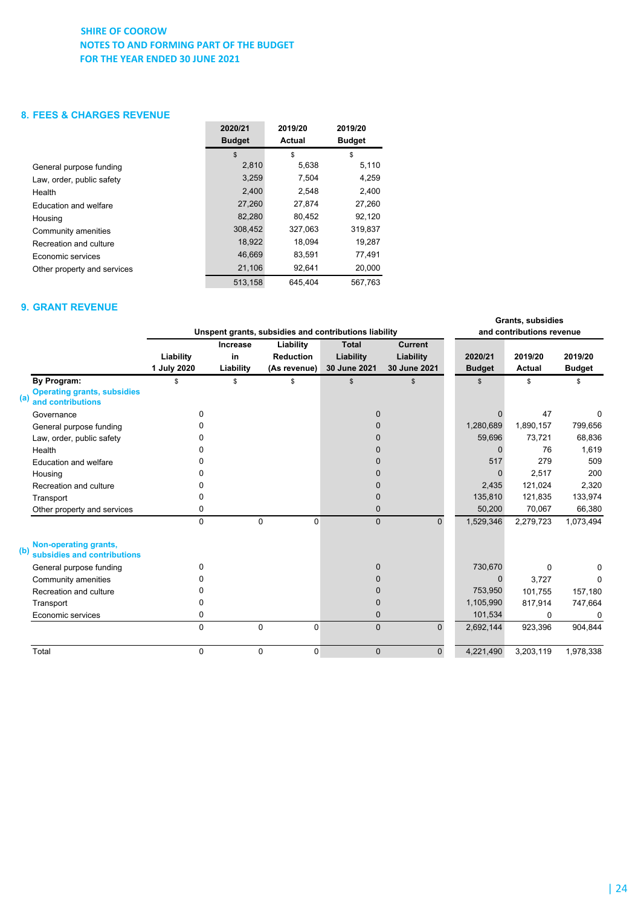**SHIRE OF COOROW**
**NOTES TO AND FORMING PART OF THE BUDGET**
**FOR THE YEAR ENDED 30 JUNE 2021**

## 8. FEES & CHARGES REVENUE

| | 2020/21 Budget | 2019/20 Actual | 2019/20 Budget |
|---|---|---|---|
| | $ | $ | $ |
| General purpose funding | 2,810 | 5,638 | 5,110 |
| Law, order, public safety | 3,259 | 7,504 | 4,259 |
| Health | 2,400 | 2,548 | 2,400 |
| Education and welfare | 27,260 | 27,874 | 27,260 |
| Housing | 82,280 | 80,452 | 92,120 |
| Community amenities | 308,452 | 327,063 | 319,837 |
| Recreation and culture | 18,922 | 18,094 | 19,287 |
| Economic services | 46,669 | 83,591 | 77,491 |
| Other property and services | 21,106 | 92,641 | 20,000 |
| | 513,158 | 645,404 | 567,763 |

## 9. GRANT REVENUE

| | Unspent grants, subsidies and contributions liability | | | | | Grants, subsidies and contributions revenue | | |
|---|---|---|---|---|---|---|---|---|
| | Liability 1 July 2020 | Increase in Liability | Liability Reduction (As revenue) | Total Liability 30 June 2021 | Current Liability 30 June 2021 | 2020/21 Budget | 2019/20 Actual | 2019/20 Budget |
| **By Program:** | $ | $ | $ | $ | $ | $ | $ | $ |
| **(a) Operating grants, subsidies and contributions** | | | | | | | | |
| Governance | 0 | | | 0 | | 0 | 47 | 0 |
| General purpose funding | 0 | | | 0 | | 1,280,689 | 1,890,157 | 799,656 |
| Law, order, public safety | 0 | | | 0 | | 59,696 | 73,721 | 68,836 |
| Health | 0 | | | 0 | | 0 | 76 | 1,619 |
| Education and welfare | 0 | | | 0 | | 517 | 279 | 509 |
| Housing | 0 | | | 0 | | 0 | 2,517 | 200 |
| Recreation and culture | 0 | | | 0 | | 2,435 | 121,024 | 2,320 |
| Transport | 0 | | | 0 | | 135,810 | 121,835 | 133,974 |
| Other property and services | 0 | | | 0 | | 50,200 | 70,067 | 66,380 |
| | 0 | 0 | 0 | 0 | 0 | 1,529,346 | 2,279,723 | 1,073,494 |
| **(b) Non-operating grants, subsidies and contributions** | | | | | | | | |
| General purpose funding | 0 | | | 0 | | 730,670 | 0 | 0 |
| Community amenities | 0 | | | 0 | | 0 | 3,727 | 0 |
| Recreation and culture | 0 | | | 0 | | 753,950 | 101,755 | 157,180 |
| Transport | 0 | | | 0 | | 1,105,990 | 817,914 | 747,664 |
| Economic services | 0 | | | 0 | | 101,534 | 0 | 0 |
| | 0 | 0 | 0 | 0 | 0 | 2,692,144 | 923,396 | 904,844 |
| Total | 0 | 0 | 0 | 0 | 0 | 4,221,490 | 3,203,119 | 1,978,338 |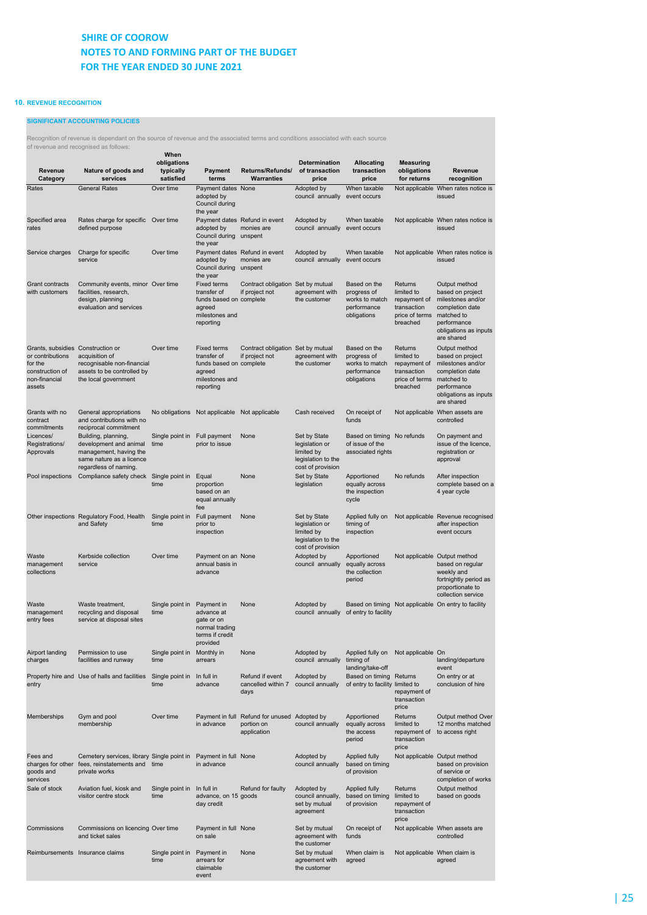**SHIRE OF COOROW**
**NOTES TO AND FORMING PART OF THE BUDGET**
**FOR THE YEAR ENDED 30 JUNE 2021**

## 10. REVENUE RECOGNITION

### SIGNIFICANT ACCOUNTING POLICIES

Recognition of revenue is dependant on the source of revenue and the associated terms and conditions associated with each source of revenue and recognised as follows:

| Revenue Category | Nature of goods and services | When obligations typically satisfied | Payment terms | Returns/Refunds/ Warranties | Determination of transaction price | Allocating transaction price | Measuring obligations for returns | Revenue recognition |
|---|---|---|---|---|---|---|---|---|
| Rates | General Rates | Over time | Payment dates adopted by Council during the year | None | Adopted by council annually | When taxable event occurs | Not applicable | When rates notice is issued |
| Specified area rates | Rates charge for specific defined purpose | Over time | Payment dates adopted by Council during the year | Refund in event monies are unspent | Adopted by council annually | When taxable event occurs | Not applicable | When rates notice is issued |
| Service charges | Charge for specific service | Over time | Payment dates adopted by Council during the year | Refund in event monies are unspent | Adopted by council annually | When taxable event occurs | Not applicable | When rates notice is issued |
| Grant contracts with customers | Community events, minor facilities, research, design, planning evaluation and services | Over time | Fixed terms transfer of funds based on agreed milestones and reporting | Contract obligation if project not complete | Set by mutual agreement with the customer | Based on the progress of works to match performance obligations | Returns limited to repayment of transaction price of terms breached | Output method based on project milestones and/or completion date matched to performance obligations as inputs are shared |
| Grants, subsidies or contributions for the construction of non-financial assets | Construction or acquisition of recognisable non-financial assets to be controlled by the local government | Over time | Fixed terms transfer of funds based on agreed milestones and reporting | Contract obligation if project not complete | Set by mutual agreement with the customer | Based on the progress of works to match performance obligations | Returns limited to repayment of transaction price of terms breached | Output method based on project milestones and/or completion date matched to performance obligations as inputs are shared |
| Grants with no contract commitments | General appropriations and contributions with no reciprocal commitment | No obligations | Not applicable | Not applicable | Cash received | On receipt of funds | Not applicable | When assets are controlled |
| Licences/ Registrations/ Approvals | Building, planning, development and animal management, having the same nature as a licence regardless of naming. | Single point in time | Full payment prior to issue | None | Set by State legislation or limited by legislation to the cost of provision | Based on timing of issue of the associated rights | No refunds | On payment and issue of the licence, registration or approval |
| Pool inspections | Compliance safety check | Single point in time | Equal proportion based on an equal annually fee | None | Set by State legislation | Apportioned equally across the inspection cycle | No refunds | After inspection complete based on a 4 year cycle |
| Other inspections | Regulatory Food, Health and Safety | Single point in time | Full payment prior to inspection | None | Set by State legislation or limited by legislation to the cost of provision | Applied fully on timing of inspection | Not applicable | Revenue recognised after inspection event occurs |
| Waste management collections | Kerbside collection service | Over time | Payment on an annual basis in advance | None | Adopted by council annually | Apportioned equally across the collection period | Not applicable | Output method based on regular weekly and fortnightly period as proportionate to collection service |
| Waste management entry fees | Waste treatment, recycling and disposal service at disposal sites | Single point in time | Payment in advance at gate or on normal trading terms if credit provided | None | Adopted by council annually | Based on timing of entry to facility | Not applicable | On entry to facility |
| Airport landing charges | Permission to use facilities and runway | Single point in time | Monthly in arrears | None | Adopted by council annually | Applied fully on timing of landing/take-off | Not applicable | On landing/departure event |
| Property hire and entry | Use of halls and facilities | Single point in time | In full in advance | Refund if event cancelled within 7 days | Adopted by council annually | Based on timing of entry to facility | Returns limited to repayment of transaction price | On entry or at conclusion of hire |
| Memberships | Gym and pool membership | Over time | Payment in full in advance | Refund for unused portion on application | Adopted by council annually | Apportioned equally across the access period | Returns limited to repayment of transaction price | Output method Over 12 months matched to access right |
| Fees and charges for other goods and services | Cemetery services, library fees, reinstatements and private works | Single point in time | Payment in full in advance | None | Adopted by council annually | Applied fully based on timing of provision | Not applicable | Output method based on provision of service or completion of works |
| Sale of stock | Aviation fuel, kiosk and visitor centre stock | Single point in time | In full in advance, on 15 day credit | Refund for faulty goods | Adopted by council annually, set by mutual agreement | Applied fully based on timing of provision | Returns limited to repayment of transaction price | Output method based on goods |
| Commissions | Commissions on licencing and ticket sales | Over time | Payment in full on sale | None | Set by mutual agreement with the customer | On receipt of funds | Not applicable | When assets are controlled |
| Reimbursements | Insurance claims | Single point in time | Payment in arrears for claimable event | None | Set by mutual agreement with the customer | When claim is agreed | Not applicable | When claim is agreed |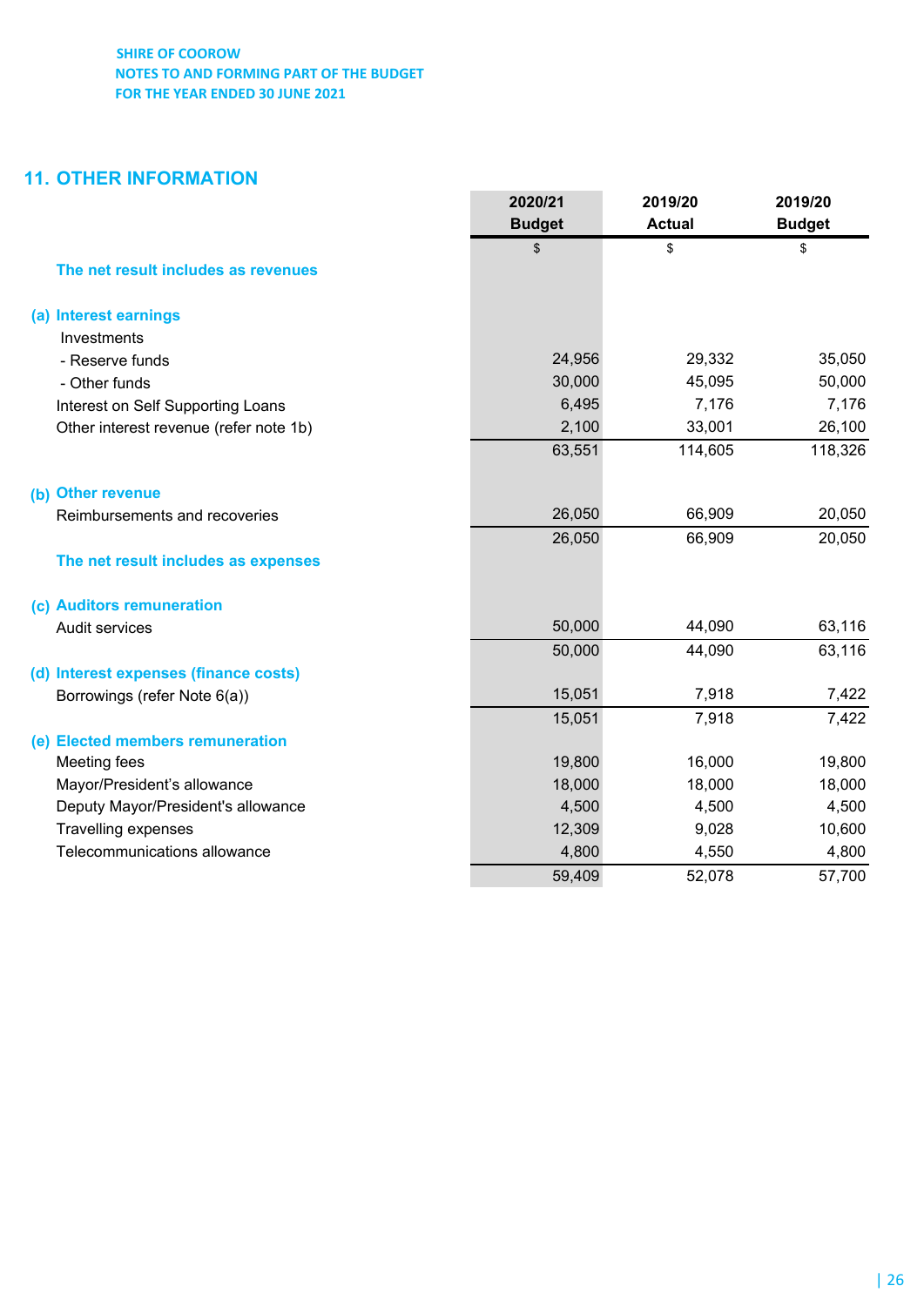SHIRE OF COOROW
NOTES TO AND FORMING PART OF THE BUDGET
FOR THE YEAR ENDED 30 JUNE 2021

## 11. OTHER INFORMATION

| | 2020/21 Budget | 2019/20 Actual | 2019/20 Budget |
|---|---|---|---|
| | $ | $ | $ |
| **The net result includes as revenues** | | | |
| **(a) Interest earnings** | | | |
| Investments | | | |
| - Reserve funds | 24,956 | 29,332 | 35,050 |
| - Other funds | 30,000 | 45,095 | 50,000 |
| Interest on Self Supporting Loans | 6,495 | 7,176 | 7,176 |
| Other interest revenue (refer note 1b) | 2,100 | 33,001 | 26,100 |
| | 63,551 | 114,605 | 118,326 |
| **(b) Other revenue** | | | |
| Reimbursements and recoveries | 26,050 | 66,909 | 20,050 |
| | 26,050 | 66,909 | 20,050 |
| **The net result includes as expenses** | | | |
| **(c) Auditors remuneration** | | | |
| Audit services | 50,000 | 44,090 | 63,116 |
| | 50,000 | 44,090 | 63,116 |
| **(d) Interest expenses (finance costs)** | | | |
| Borrowings (refer Note 6(a)) | 15,051 | 7,918 | 7,422 |
| | 15,051 | 7,918 | 7,422 |
| **(e) Elected members remuneration** | | | |
| Meeting fees | 19,800 | 16,000 | 19,800 |
| Mayor/President's allowance | 18,000 | 18,000 | 18,000 |
| Deputy Mayor/President's allowance | 4,500 | 4,500 | 4,500 |
| Travelling expenses | 12,309 | 9,028 | 10,600 |
| Telecommunications allowance | 4,800 | 4,550 | 4,800 |
| | 59,409 | 52,078 | 57,700 |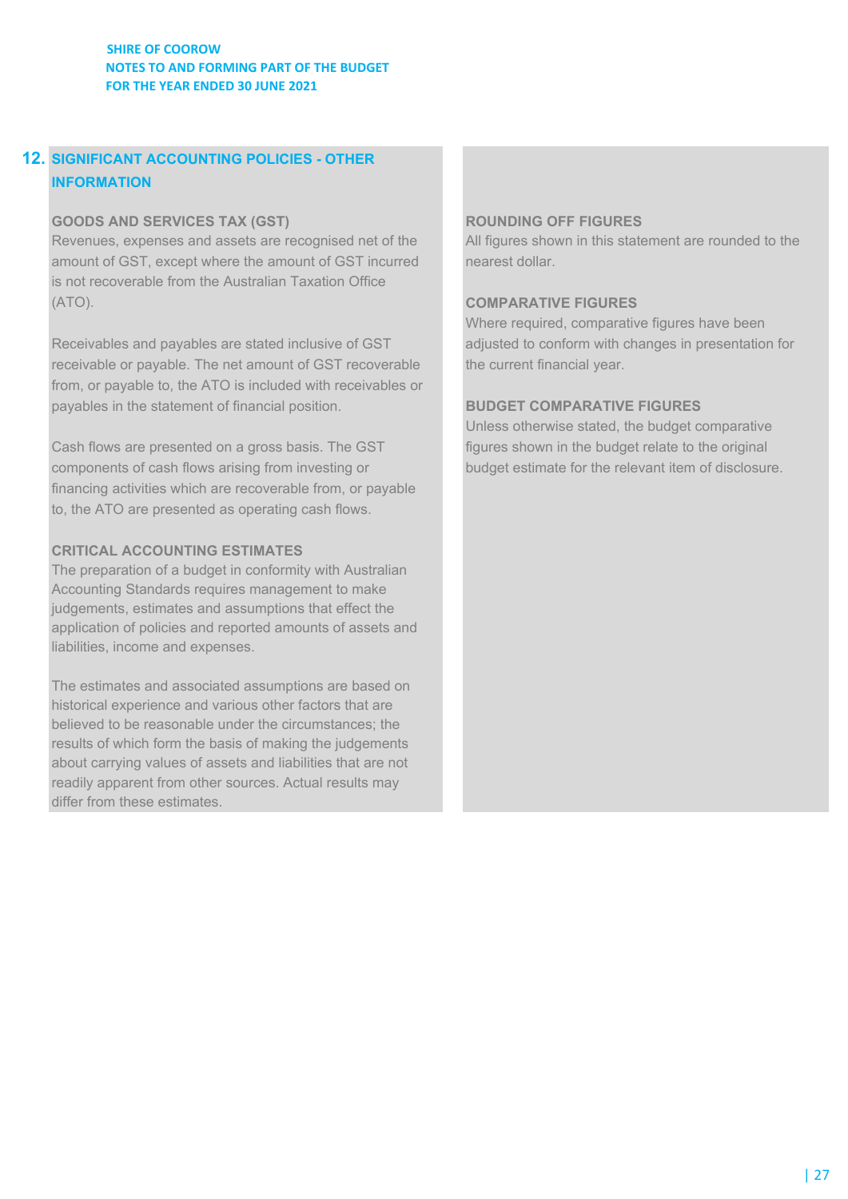## 12. SIGNIFICANT ACCOUNTING POLICIES - OTHER INFORMATION

### GOODS AND SERVICES TAX (GST)

Revenues, expenses and assets are recognised net of the amount of GST, except where the amount of GST incurred is not recoverable from the Australian Taxation Office (ATO).

Receivables and payables are stated inclusive of GST receivable or payable. The net amount of GST recoverable from, or payable to, the ATO is included with receivables or payables in the statement of financial position.

Cash flows are presented on a gross basis. The GST components of cash flows arising from investing or financing activities which are recoverable from, or payable to, the ATO are presented as operating cash flows.

### CRITICAL ACCOUNTING ESTIMATES

The preparation of a budget in conformity with Australian Accounting Standards requires management to make judgements, estimates and assumptions that effect the application of policies and reported amounts of assets and liabilities, income and expenses.

The estimates and associated assumptions are based on historical experience and various other factors that are believed to be reasonable under the circumstances; the results of which form the basis of making the judgements about carrying values of assets and liabilities that are not readily apparent from other sources. Actual results may differ from these estimates.

### ROUNDING OFF FIGURES

All figures shown in this statement are rounded to the nearest dollar.

### COMPARATIVE FIGURES

Where required, comparative figures have been adjusted to conform with changes in presentation for the current financial year.

### BUDGET COMPARATIVE FIGURES

Unless otherwise stated, the budget comparative figures shown in the budget relate to the original budget estimate for the relevant item of disclosure.